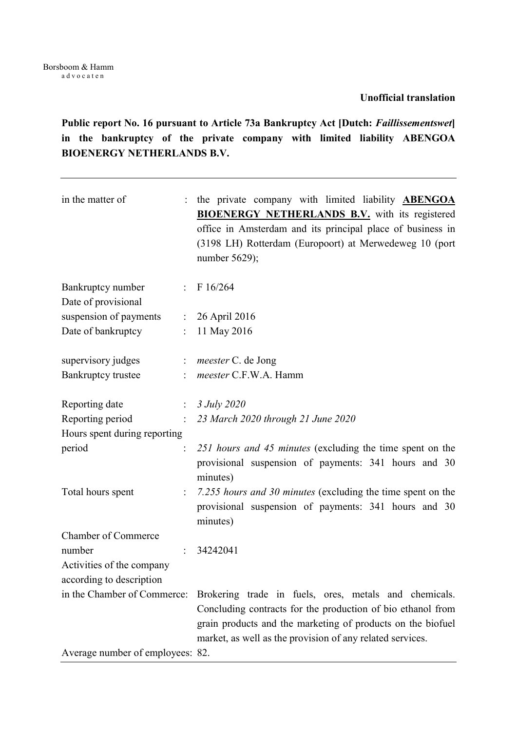Borsboom & Hamm
advocaten

**Unofficial translation**

**Public report No. 16 pursuant to Article 73a Bankruptcy Act [Dutch: *Faillissementswet*] in the bankruptcy of the private company with limited liability ABENGOA BIOENERGY NETHERLANDS B.V.**

---

| | | |
|---|---|---|
| in the matter of | : | the private company with limited liability **ABENGOA BIOENERGY NETHERLANDS B.V.** with its registered office in Amsterdam and its principal place of business in (3198 LH) Rotterdam (Europoort) at Merwedeweg 10 (port number 5629); |
| Bankruptcy number | : | F 16/264 |
| Date of provisional suspension of payments | : | 26 April 2016 |
| Date of bankruptcy | : | 11 May 2016 |
| supervisory judges | : | *meester* C. de Jong |
| Bankruptcy trustee | : | *meester* C.F.W.A. Hamm |
| Reporting date | : | *3 July 2020* |
| Reporting period | : | *23 March 2020 through 21 June 2020* |
| Hours spent during reporting period | : | *251 hours and 45 minutes* (excluding the time spent on the provisional suspension of payments: 341 hours and 30 minutes) |
| Total hours spent | : | *7.255 hours and 30 minutes* (excluding the time spent on the provisional suspension of payments: 341 hours and 30 minutes) |
| Chamber of Commerce number | : | 34242041 |
| Activities of the company according to description in the Chamber of Commerce: | | Brokering trade in fuels, ores, metals and chemicals. Concluding contracts for the production of bio ethanol from grain products and the marketing of products on the biofuel market, as well as the provision of any related services. |
| Average number of employees: | | 82. |

---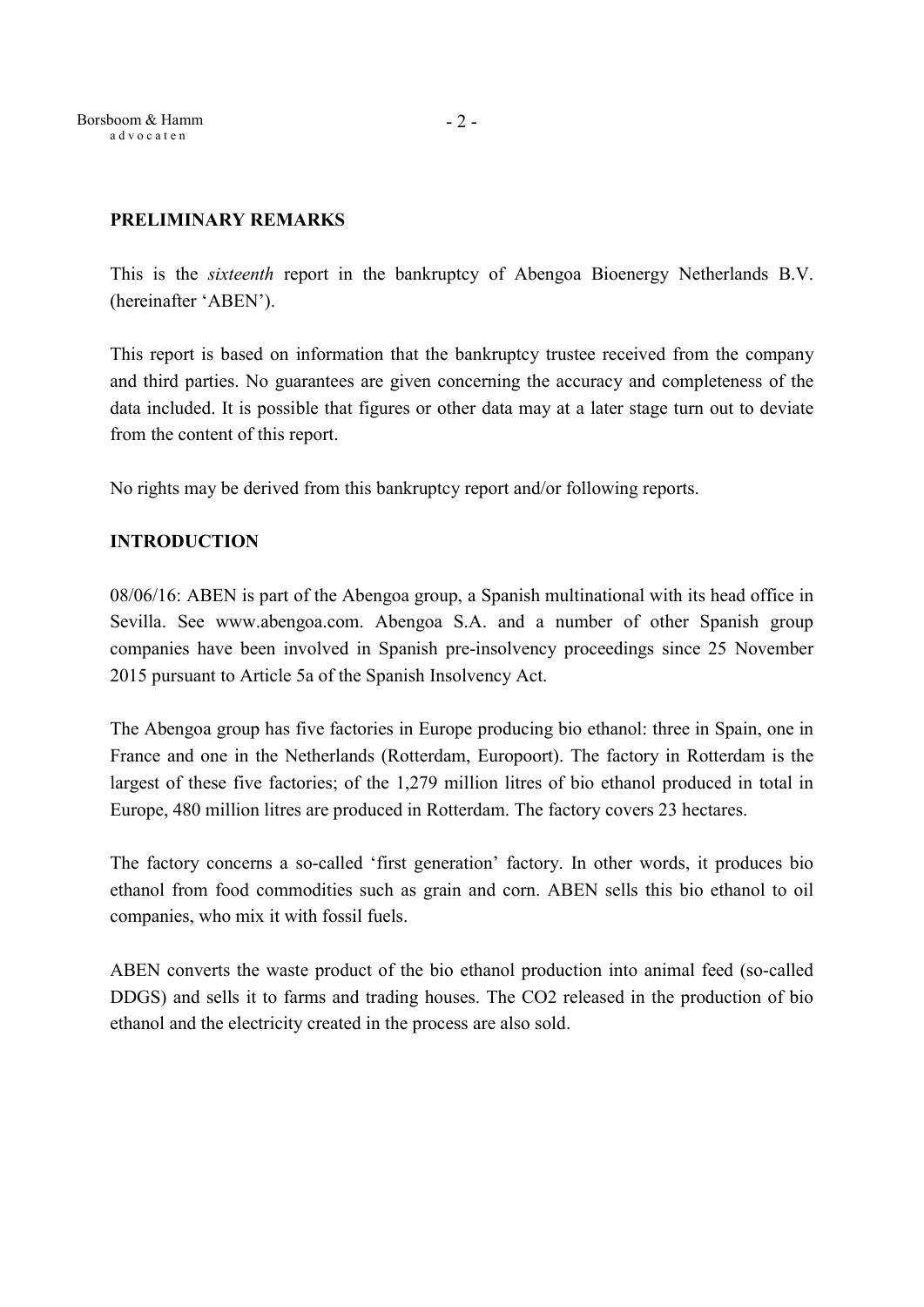## PRELIMINARY REMARKS

This is the *sixteenth* report in the bankruptcy of Abengoa Bioenergy Netherlands B.V. (hereinafter 'ABEN').

This report is based on information that the bankruptcy trustee received from the company and third parties. No guarantees are given concerning the accuracy and completeness of the data included. It is possible that figures or other data may at a later stage turn out to deviate from the content of this report.

No rights may be derived from this bankruptcy report and/or following reports.

## INTRODUCTION

08/06/16: ABEN is part of the Abengoa group, a Spanish multinational with its head office in Sevilla. See www.abengoa.com. Abengoa S.A. and a number of other Spanish group companies have been involved in Spanish pre-insolvency proceedings since 25 November 2015 pursuant to Article 5a of the Spanish Insolvency Act.

The Abengoa group has five factories in Europe producing bio ethanol: three in Spain, one in France and one in the Netherlands (Rotterdam, Europoort). The factory in Rotterdam is the largest of these five factories; of the 1,279 million litres of bio ethanol produced in total in Europe, 480 million litres are produced in Rotterdam. The factory covers 23 hectares.

The factory concerns a so-called 'first generation' factory. In other words, it produces bio ethanol from food commodities such as grain and corn. ABEN sells this bio ethanol to oil companies, who mix it with fossil fuels.

ABEN converts the waste product of the bio ethanol production into animal feed (so-called DDGS) and sells it to farms and trading houses. The $CO_2$ released in the production of bio ethanol and the electricity created in the process are also sold.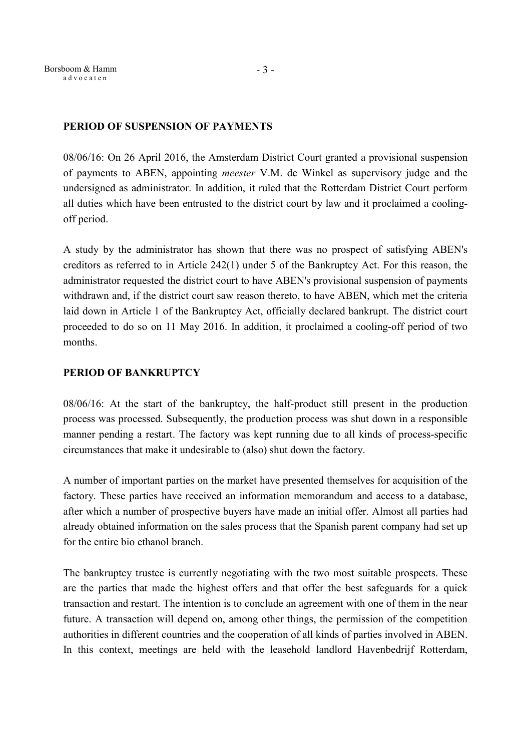**PERIOD OF SUSPENSION OF PAYMENTS**

08/06/16: On 26 April 2016, the Amsterdam District Court granted a provisional suspension of payments to ABEN, appointing *meester* V.M. de Winkel as supervisory judge and the undersigned as administrator. In addition, it ruled that the Rotterdam District Court perform all duties which have been entrusted to the district court by law and it proclaimed a cooling-off period.

A study by the administrator has shown that there was no prospect of satisfying ABEN's creditors as referred to in Article 242(1) under 5 of the Bankruptcy Act. For this reason, the administrator requested the district court to have ABEN's provisional suspension of payments withdrawn and, if the district court saw reason thereto, to have ABEN, which met the criteria laid down in Article 1 of the Bankruptcy Act, officially declared bankrupt. The district court proceeded to do so on 11 May 2016. In addition, it proclaimed a cooling-off period of two months.

**PERIOD OF BANKRUPTCY**

08/06/16: At the start of the bankruptcy, the half-product still present in the production process was processed. Subsequently, the production process was shut down in a responsible manner pending a restart. The factory was kept running due to all kinds of process-specific circumstances that make it undesirable to (also) shut down the factory.

A number of important parties on the market have presented themselves for acquisition of the factory. These parties have received an information memorandum and access to a database, after which a number of prospective buyers have made an initial offer. Almost all parties had already obtained information on the sales process that the Spanish parent company had set up for the entire bio ethanol branch.

The bankruptcy trustee is currently negotiating with the two most suitable prospects. These are the parties that made the highest offers and that offer the best safeguards for a quick transaction and restart. The intention is to conclude an agreement with one of them in the near future. A transaction will depend on, among other things, the permission of the competition authorities in different countries and the cooperation of all kinds of parties involved in ABEN. In this context, meetings are held with the leasehold landlord Havenbedrijf Rotterdam,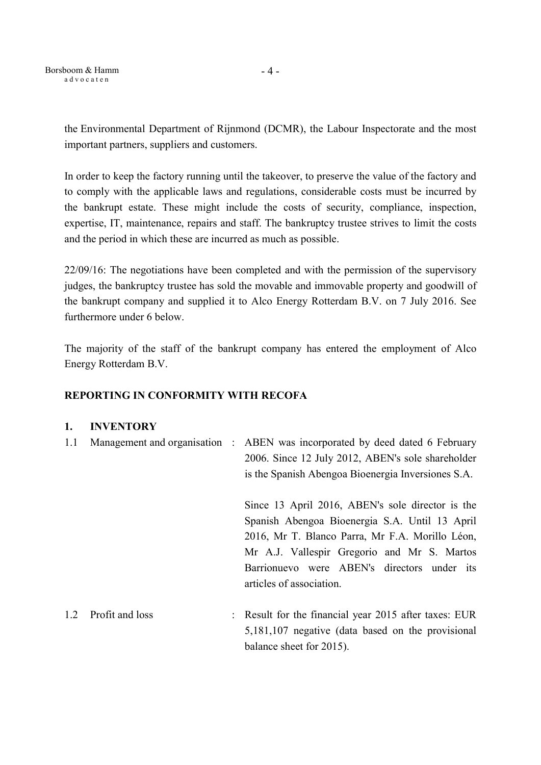the Environmental Department of Rijnmond (DCMR), the Labour Inspectorate and the most important partners, suppliers and customers.

In order to keep the factory running until the takeover, to preserve the value of the factory and to comply with the applicable laws and regulations, considerable costs must be incurred by the bankrupt estate. These might include the costs of security, compliance, inspection, expertise, IT, maintenance, repairs and staff. The bankruptcy trustee strives to limit the costs and the period in which these are incurred as much as possible.

22/09/16: The negotiations have been completed and with the permission of the supervisory judges, the bankruptcy trustee has sold the movable and immovable property and goodwill of the bankrupt company and supplied it to Alco Energy Rotterdam B.V. on 7 July 2016. See furthermore under 6 below.

The majority of the staff of the bankrupt company has entered the employment of Alco Energy Rotterdam B.V.

## REPORTING IN CONFORMITY WITH RECOFA

### 1. INVENTORY

1.1 Management and organisation : ABEN was incorporated by deed dated 6 February 2006. Since 12 July 2012, ABEN's sole shareholder is the Spanish Abengoa Bioenergia Inversiones S.A.

Since 13 April 2016, ABEN's sole director is the Spanish Abengoa Bioenergia S.A. Until 13 April 2016, Mr T. Blanco Parra, Mr F.A. Morillo Léon, Mr A.J. Vallespir Gregorio and Mr S. Martos Barrionuevo were ABEN's directors under its articles of association.

1.2 Profit and loss : Result for the financial year 2015 after taxes: EUR 5,181,107 negative (data based on the provisional balance sheet for 2015).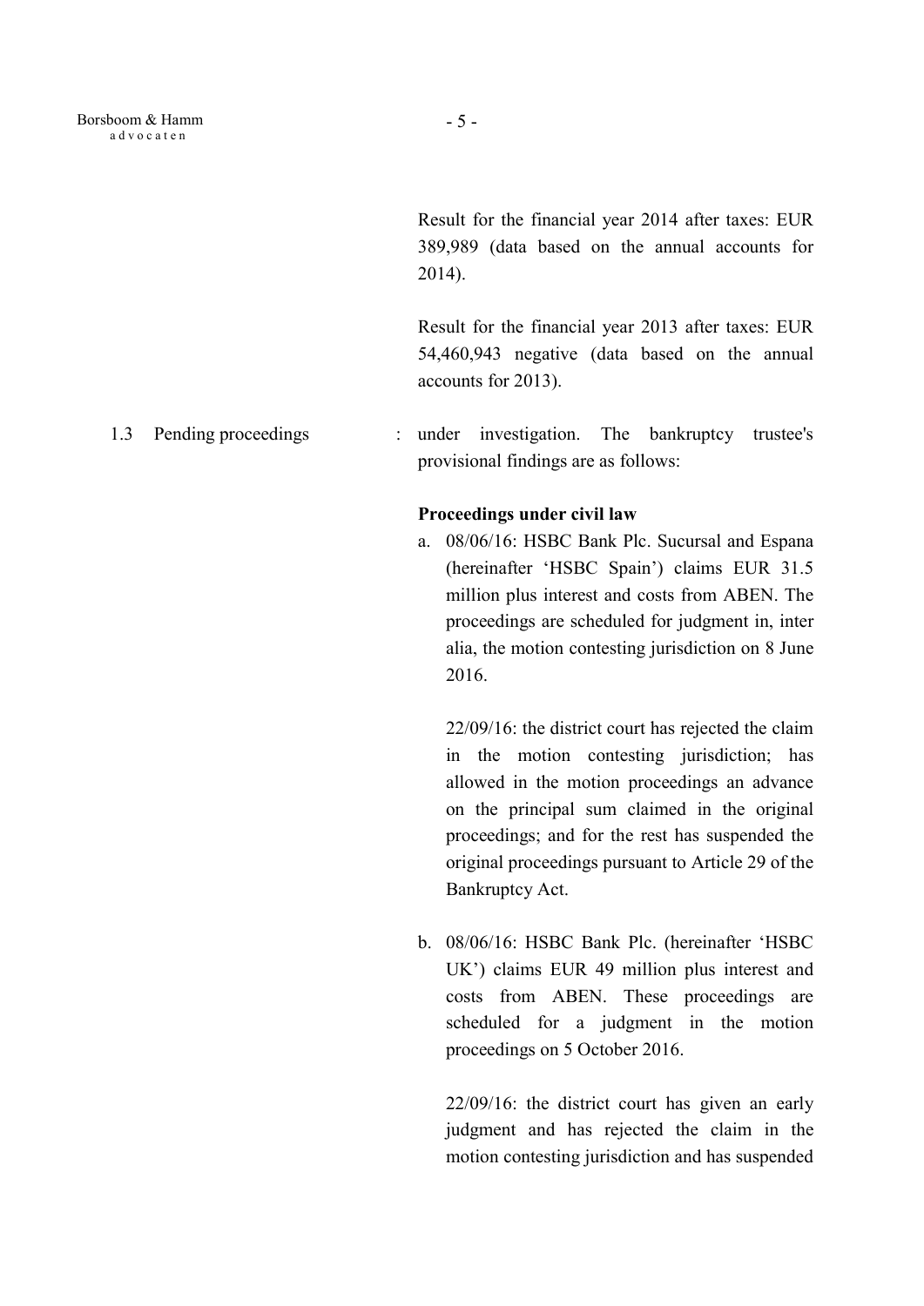Result for the financial year 2014 after taxes: EUR 389,989 (data based on the annual accounts for 2014).

Result for the financial year 2013 after taxes: EUR 54,460,943 negative (data based on the annual accounts for 2013).

1.3 Pending proceedings : under investigation. The bankruptcy trustee's provisional findings are as follows:

**Proceedings under civil law**

a. 08/06/16: HSBC Bank Plc. Sucursal and Espana (hereinafter 'HSBC Spain') claims EUR 31.5 million plus interest and costs from ABEN. The proceedings are scheduled for judgment in, inter alia, the motion contesting jurisdiction on 8 June 2016.

   22/09/16: the district court has rejected the claim in the motion contesting jurisdiction; has allowed in the motion proceedings an advance on the principal sum claimed in the original proceedings; and for the rest has suspended the original proceedings pursuant to Article 29 of the Bankruptcy Act.

b. 08/06/16: HSBC Bank Plc. (hereinafter 'HSBC UK') claims EUR 49 million plus interest and costs from ABEN. These proceedings are scheduled for a judgment in the motion proceedings on 5 October 2016.

   22/09/16: the district court has given an early judgment and has rejected the claim in the motion contesting jurisdiction and has suspended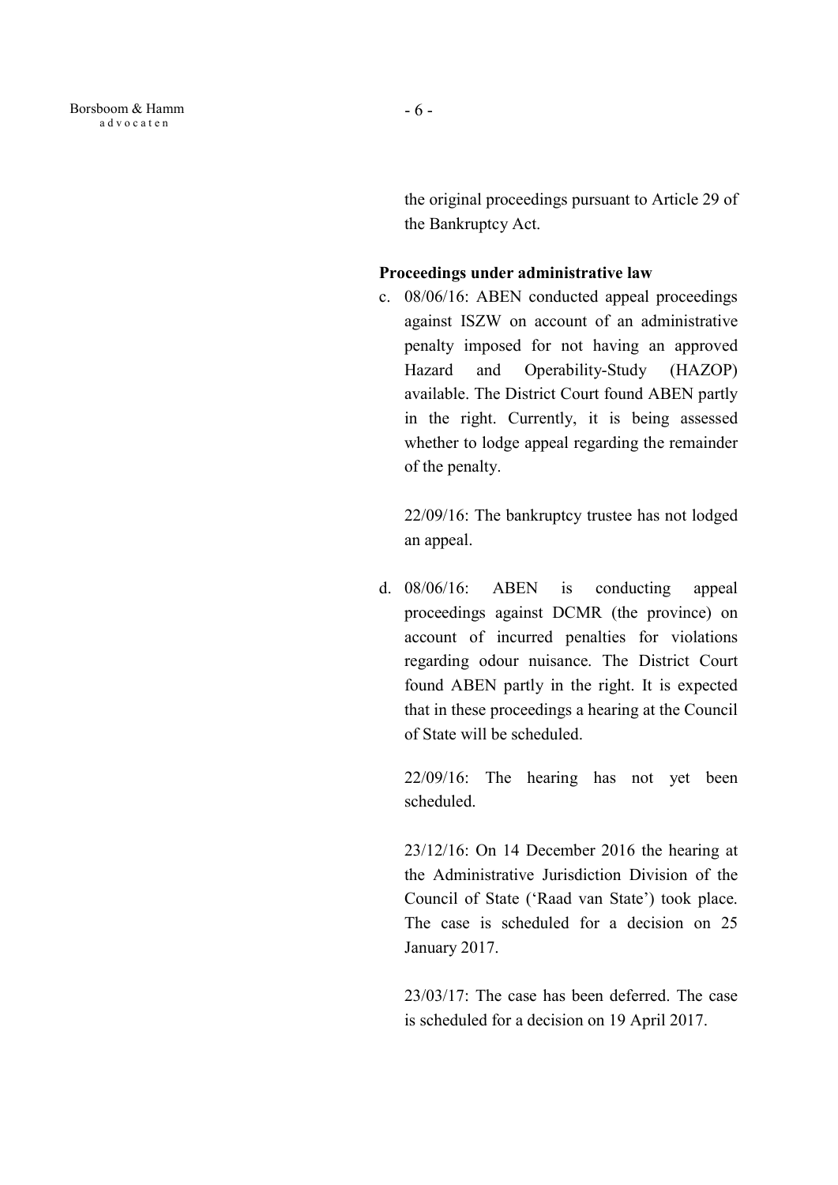the original proceedings pursuant to Article 29 of the Bankruptcy Act.

**Proceedings under administrative law**

c. 08/06/16: ABEN conducted appeal proceedings against ISZW on account of an administrative penalty imposed for not having an approved Hazard and Operability-Study (HAZOP) available. The District Court found ABEN partly in the right. Currently, it is being assessed whether to lodge appeal regarding the remainder of the penalty.

   22/09/16: The bankruptcy trustee has not lodged an appeal.

d. 08/06/16: ABEN is conducting appeal proceedings against DCMR (the province) on account of incurred penalties for violations regarding odour nuisance. The District Court found ABEN partly in the right. It is expected that in these proceedings a hearing at the Council of State will be scheduled.

   22/09/16: The hearing has not yet been scheduled.

   23/12/16: On 14 December 2016 the hearing at the Administrative Jurisdiction Division of the Council of State ('Raad van State') took place. The case is scheduled for a decision on 25 January 2017.

   23/03/17: The case has been deferred. The case is scheduled for a decision on 19 April 2017.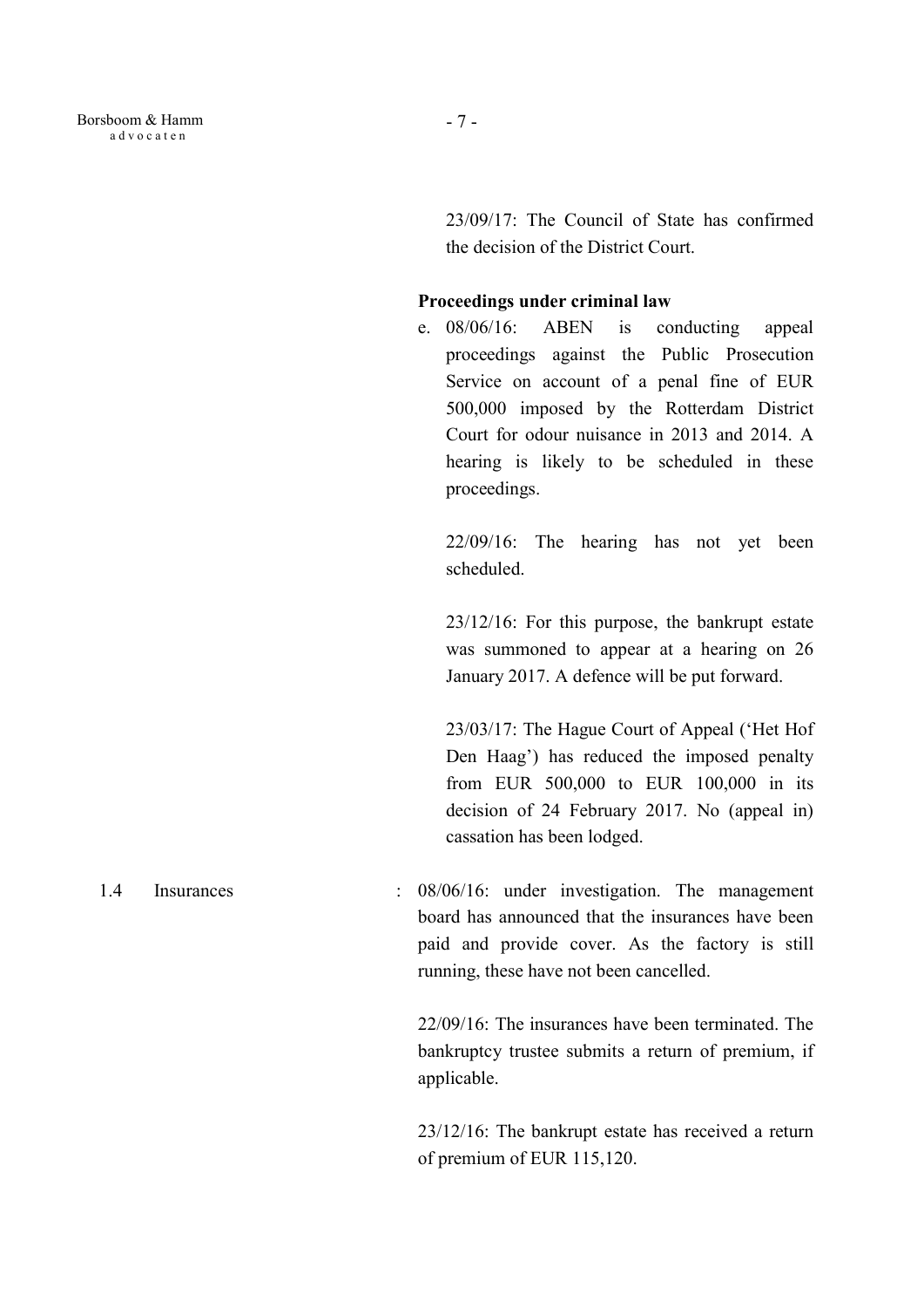23/09/17: The Council of State has confirmed the decision of the District Court.

**Proceedings under criminal law**

e. 08/06/16: ABEN is conducting appeal proceedings against the Public Prosecution Service on account of a penal fine of EUR 500,000 imposed by the Rotterdam District Court for odour nuisance in 2013 and 2014. A hearing is likely to be scheduled in these proceedings.

   22/09/16: The hearing has not yet been scheduled.

   23/12/16: For this purpose, the bankrupt estate was summoned to appear at a hearing on 26 January 2017. A defence will be put forward.

   23/03/17: The Hague Court of Appeal ('Het Hof Den Haag') has reduced the imposed penalty from EUR 500,000 to EUR 100,000 in its decision of 24 February 2017. No (appeal in) cassation has been lodged.

1.4 Insurances : 08/06/16: under investigation. The management board has announced that the insurances have been paid and provide cover. As the factory is still running, these have not been cancelled.

22/09/16: The insurances have been terminated. The bankruptcy trustee submits a return of premium, if applicable.

23/12/16: The bankrupt estate has received a return of premium of EUR 115,120.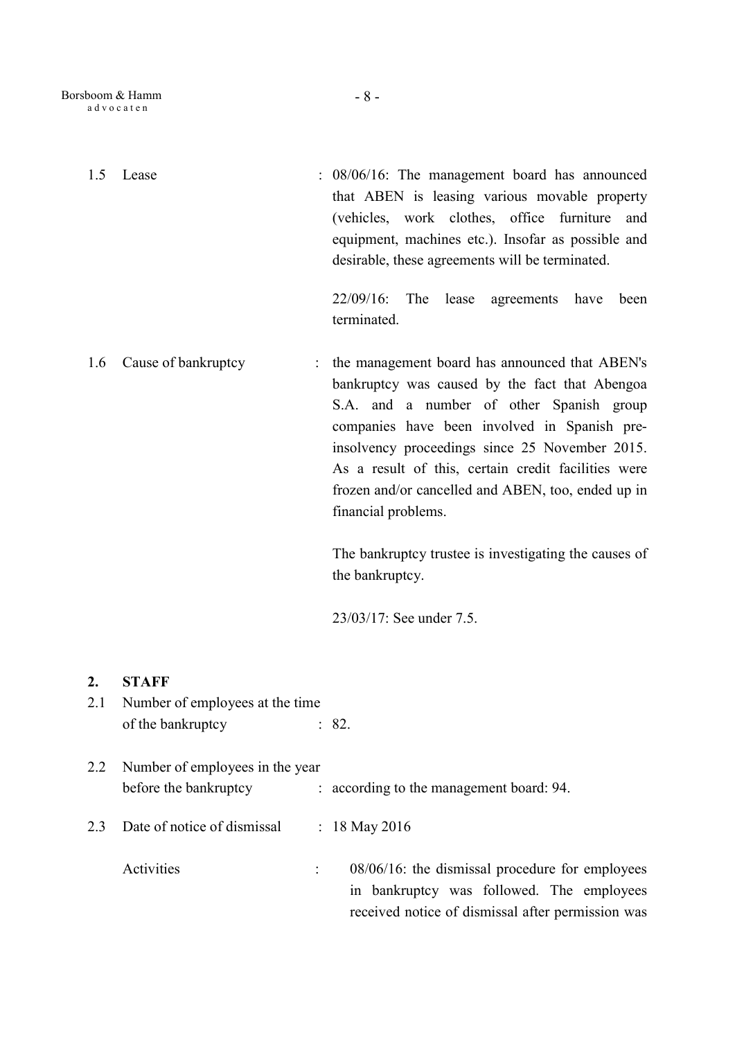1.5 Lease : 08/06/16: The management board has announced that ABEN is leasing various movable property (vehicles, work clothes, office furniture and equipment, machines etc.). Insofar as possible and desirable, these agreements will be terminated.

22/09/16: The lease agreements have been terminated.

1.6 Cause of bankruptcy : the management board has announced that ABEN's bankruptcy was caused by the fact that Abengoa S.A. and a number of other Spanish group companies have been involved in Spanish pre-insolvency proceedings since 25 November 2015. As a result of this, certain credit facilities were frozen and/or cancelled and ABEN, too, ended up in financial problems.

The bankruptcy trustee is investigating the causes of the bankruptcy.

23/03/17: See under 7.5.

## 2. STAFF

2.1 Number of employees at the time of the bankruptcy : 82.

2.2 Number of employees in the year before the bankruptcy : according to the management board: 94.

2.3 Date of notice of dismissal : 18 May 2016

Activities : 08/06/16: the dismissal procedure for employees in bankruptcy was followed. The employees received notice of dismissal after permission was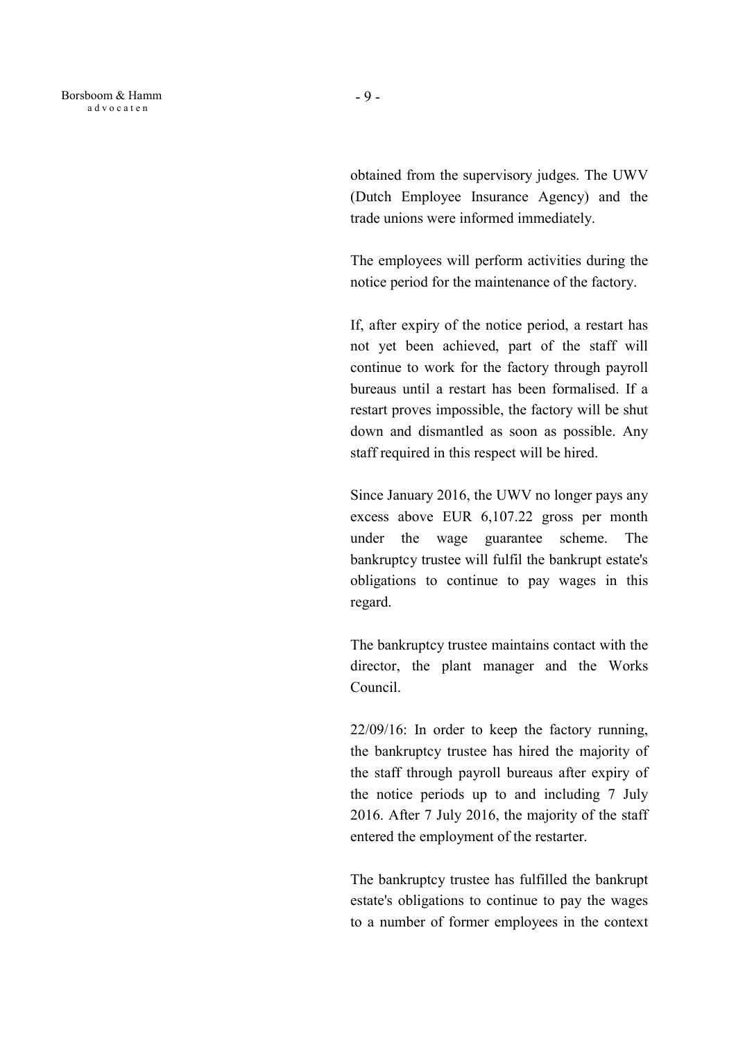obtained from the supervisory judges. The UWV (Dutch Employee Insurance Agency) and the trade unions were informed immediately.

The employees will perform activities during the notice period for the maintenance of the factory.

If, after expiry of the notice period, a restart has not yet been achieved, part of the staff will continue to work for the factory through payroll bureaus until a restart has been formalised. If a restart proves impossible, the factory will be shut down and dismantled as soon as possible. Any staff required in this respect will be hired.

Since January 2016, the UWV no longer pays any excess above EUR 6,107.22 gross per month under the wage guarantee scheme. The bankruptcy trustee will fulfil the bankrupt estate's obligations to continue to pay wages in this regard.

The bankruptcy trustee maintains contact with the director, the plant manager and the Works Council.

22/09/16: In order to keep the factory running, the bankruptcy trustee has hired the majority of the staff through payroll bureaus after expiry of the notice periods up to and including 7 July 2016. After 7 July 2016, the majority of the staff entered the employment of the restarter.

The bankruptcy trustee has fulfilled the bankrupt estate's obligations to continue to pay the wages to a number of former employees in the context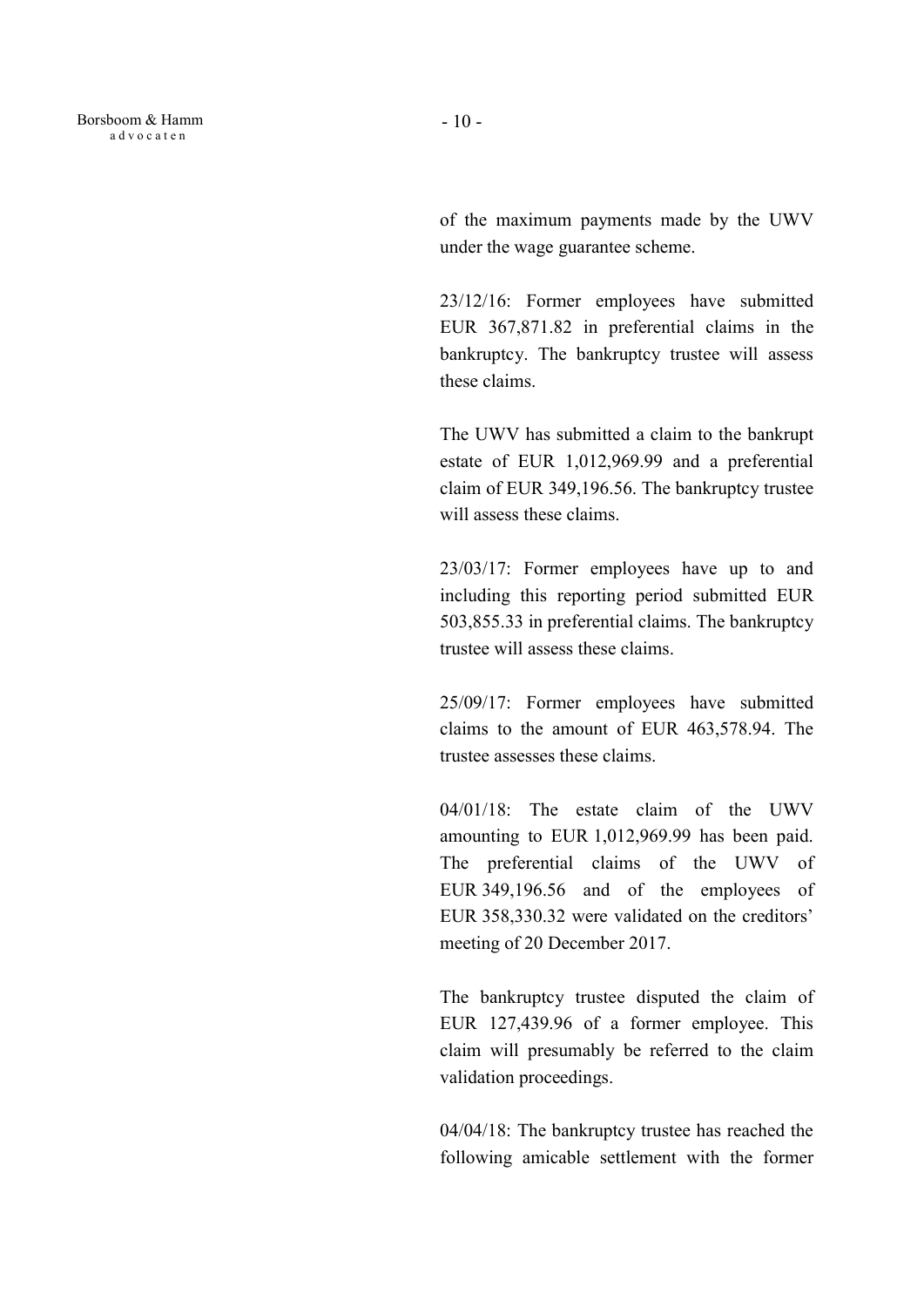of the maximum payments made by the UWV under the wage guarantee scheme.

23/12/16: Former employees have submitted EUR 367,871.82 in preferential claims in the bankruptcy. The bankruptcy trustee will assess these claims.

The UWV has submitted a claim to the bankrupt estate of EUR 1,012,969.99 and a preferential claim of EUR 349,196.56. The bankruptcy trustee will assess these claims.

23/03/17: Former employees have up to and including this reporting period submitted EUR 503,855.33 in preferential claims. The bankruptcy trustee will assess these claims.

25/09/17: Former employees have submitted claims to the amount of EUR 463,578.94. The trustee assesses these claims.

04/01/18: The estate claim of the UWV amounting to EUR 1,012,969.99 has been paid. The preferential claims of the UWV of EUR 349,196.56 and of the employees of EUR 358,330.32 were validated on the creditors' meeting of 20 December 2017.

The bankruptcy trustee disputed the claim of EUR 127,439.96 of a former employee. This claim will presumably be referred to the claim validation proceedings.

04/04/18: The bankruptcy trustee has reached the following amicable settlement with the former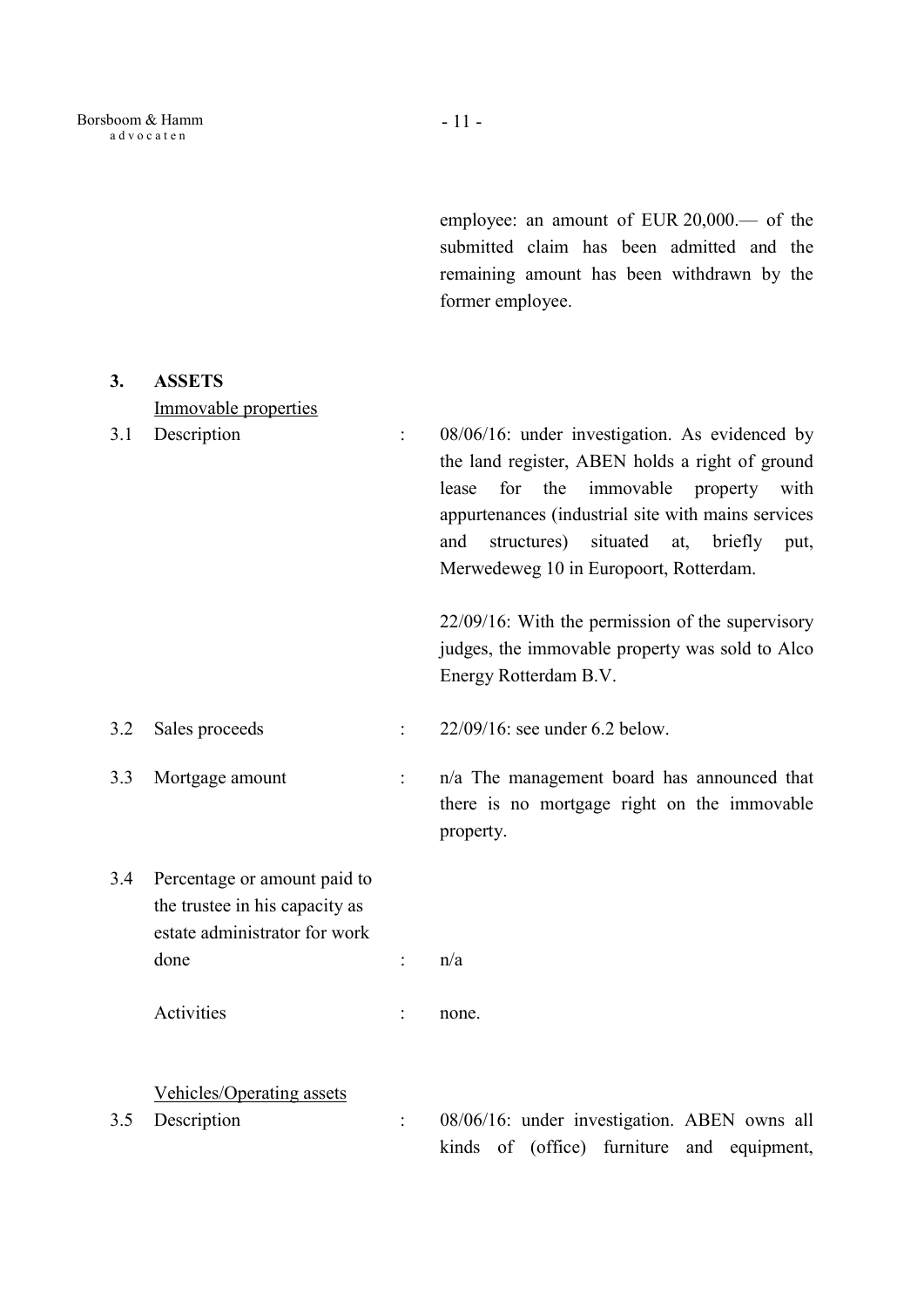employee: an amount of EUR 20,000.— of the submitted claim has been admitted and the remaining amount has been withdrawn by the former employee.

## 3. ASSETS

Immovable properties

| | | | |
|---|---|---|---|
| 3.1 | Description | : | 08/06/16: under investigation. As evidenced by the land register, ABEN holds a right of ground lease for the immovable property with appurtenances (industrial site with mains services and structures) situated at, briefly put, Merwedeweg 10 in Europoort, Rotterdam.<br><br>22/09/16: With the permission of the supervisory judges, the immovable property was sold to Alco Energy Rotterdam B.V. |
| 3.2 | Sales proceeds | : | 22/09/16: see under 6.2 below. |
| 3.3 | Mortgage amount | : | n/a The management board has announced that there is no mortgage right on the immovable property. |
| 3.4 | Percentage or amount paid to the trustee in his capacity as estate administrator for work done | : | n/a |
| | Activities | : | none. |

Vehicles/Operating assets

| | | | |
|---|---|---|---|
| 3.5 | Description | : | 08/06/16: under investigation. ABEN owns all kinds of (office) furniture and equipment, |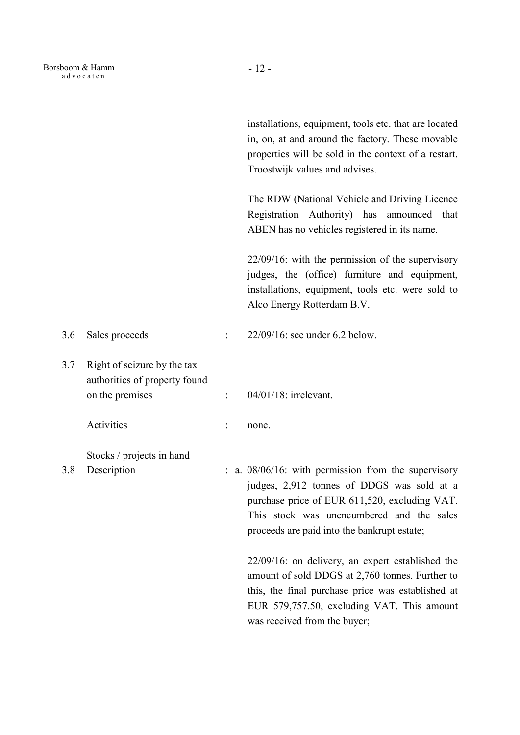installations, equipment, tools etc. that are located in, on, at and around the factory. These movable properties will be sold in the context of a restart. Troostwijk values and advises.

The RDW (National Vehicle and Driving Licence Registration Authority) has announced that ABEN has no vehicles registered in its name.

22/09/16: with the permission of the supervisory judges, the (office) furniture and equipment, installations, equipment, tools etc. were sold to Alco Energy Rotterdam B.V.

3.6 Sales proceeds : 22/09/16: see under 6.2 below.

3.7 Right of seizure by the tax authorities of property found on the premises : 04/01/18: irrelevant.

Activities : none.

<u>Stocks / projects in hand</u>

3.8 Description : a. 08/06/16: with permission from the supervisory judges, 2,912 tonnes of DDGS was sold at a purchase price of EUR 611,520, excluding VAT. This stock was unencumbered and the sales proceeds are paid into the bankrupt estate;

22/09/16: on delivery, an expert established the amount of sold DDGS at 2,760 tonnes. Further to this, the final purchase price was established at EUR 579,757.50, excluding VAT. This amount was received from the buyer;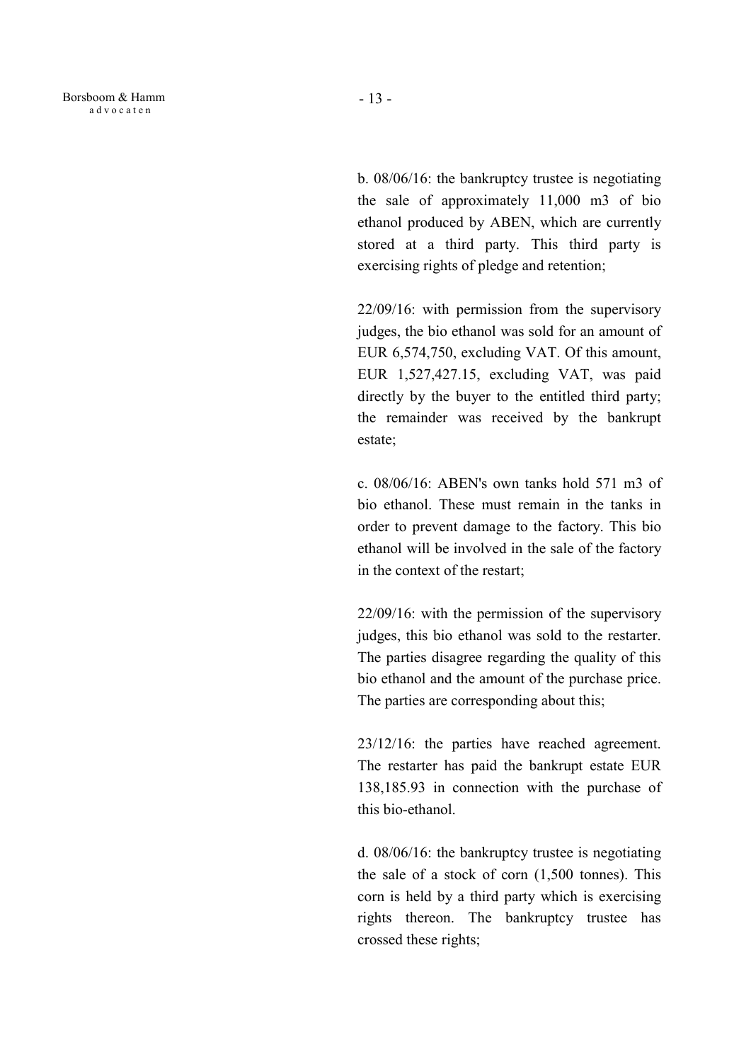b. 08/06/16: the bankruptcy trustee is negotiating the sale of approximately 11,000 m3 of bio ethanol produced by ABEN, which are currently stored at a third party. This third party is exercising rights of pledge and retention;

22/09/16: with permission from the supervisory judges, the bio ethanol was sold for an amount of EUR 6,574,750, excluding VAT. Of this amount, EUR 1,527,427.15, excluding VAT, was paid directly by the buyer to the entitled third party; the remainder was received by the bankrupt estate;

c. 08/06/16: ABEN's own tanks hold 571 m3 of bio ethanol. These must remain in the tanks in order to prevent damage to the factory. This bio ethanol will be involved in the sale of the factory in the context of the restart;

22/09/16: with the permission of the supervisory judges, this bio ethanol was sold to the restarter. The parties disagree regarding the quality of this bio ethanol and the amount of the purchase price. The parties are corresponding about this;

23/12/16: the parties have reached agreement. The restarter has paid the bankrupt estate EUR 138,185.93 in connection with the purchase of this bio-ethanol.

d. 08/06/16: the bankruptcy trustee is negotiating the sale of a stock of corn (1,500 tonnes). This corn is held by a third party which is exercising rights thereon. The bankruptcy trustee has crossed these rights;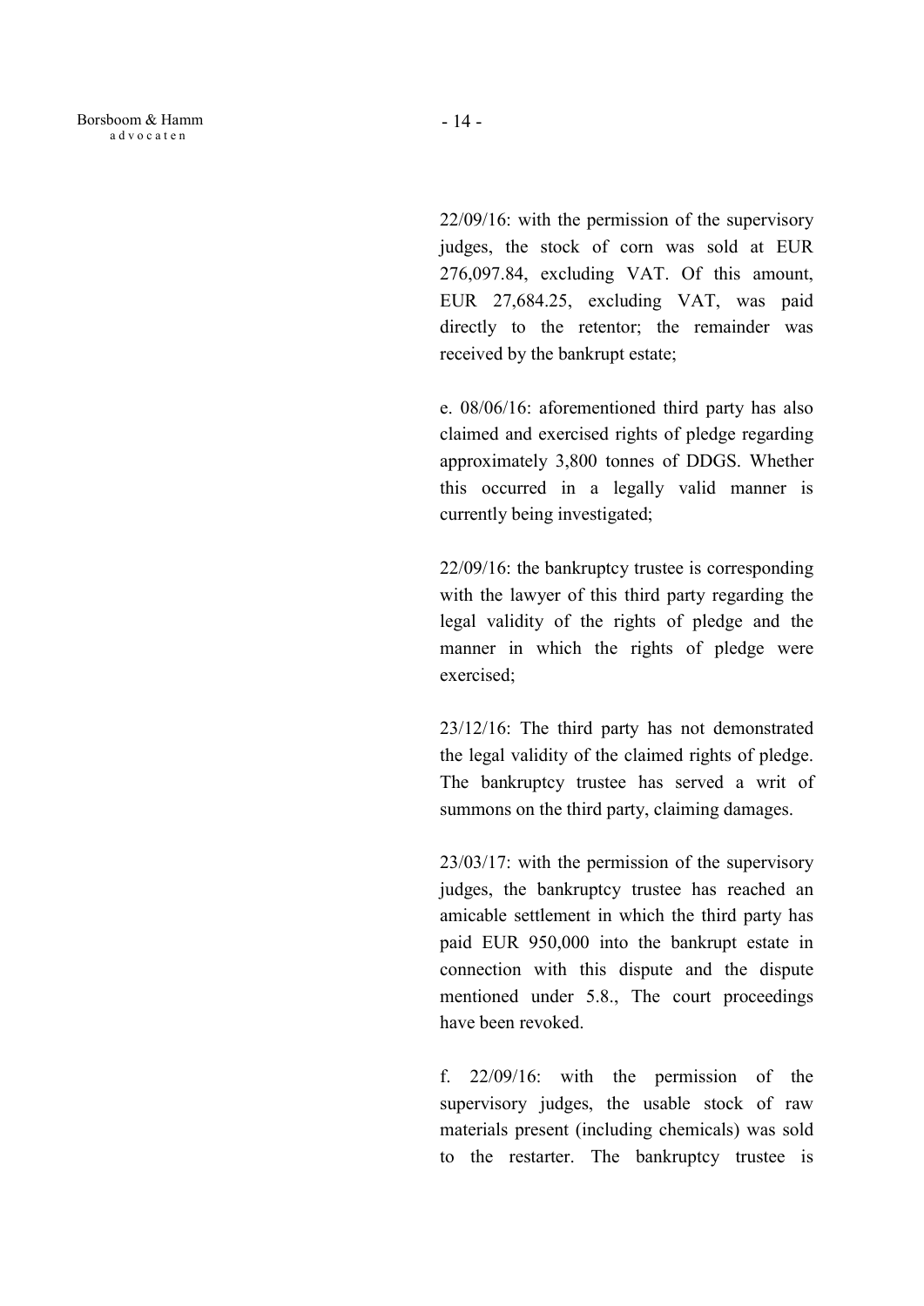22/09/16: with the permission of the supervisory judges, the stock of corn was sold at EUR 276,097.84, excluding VAT. Of this amount, EUR 27,684.25, excluding VAT, was paid directly to the retentor; the remainder was received by the bankrupt estate;

e. 08/06/16: aforementioned third party has also claimed and exercised rights of pledge regarding approximately 3,800 tonnes of DDGS. Whether this occurred in a legally valid manner is currently being investigated;

22/09/16: the bankruptcy trustee is corresponding with the lawyer of this third party regarding the legal validity of the rights of pledge and the manner in which the rights of pledge were exercised;

23/12/16: The third party has not demonstrated the legal validity of the claimed rights of pledge. The bankruptcy trustee has served a writ of summons on the third party, claiming damages.

23/03/17: with the permission of the supervisory judges, the bankruptcy trustee has reached an amicable settlement in which the third party has paid EUR 950,000 into the bankrupt estate in connection with this dispute and the dispute mentioned under 5.8., The court proceedings have been revoked.

f. 22/09/16: with the permission of the supervisory judges, the usable stock of raw materials present (including chemicals) was sold to the restarter. The bankruptcy trustee is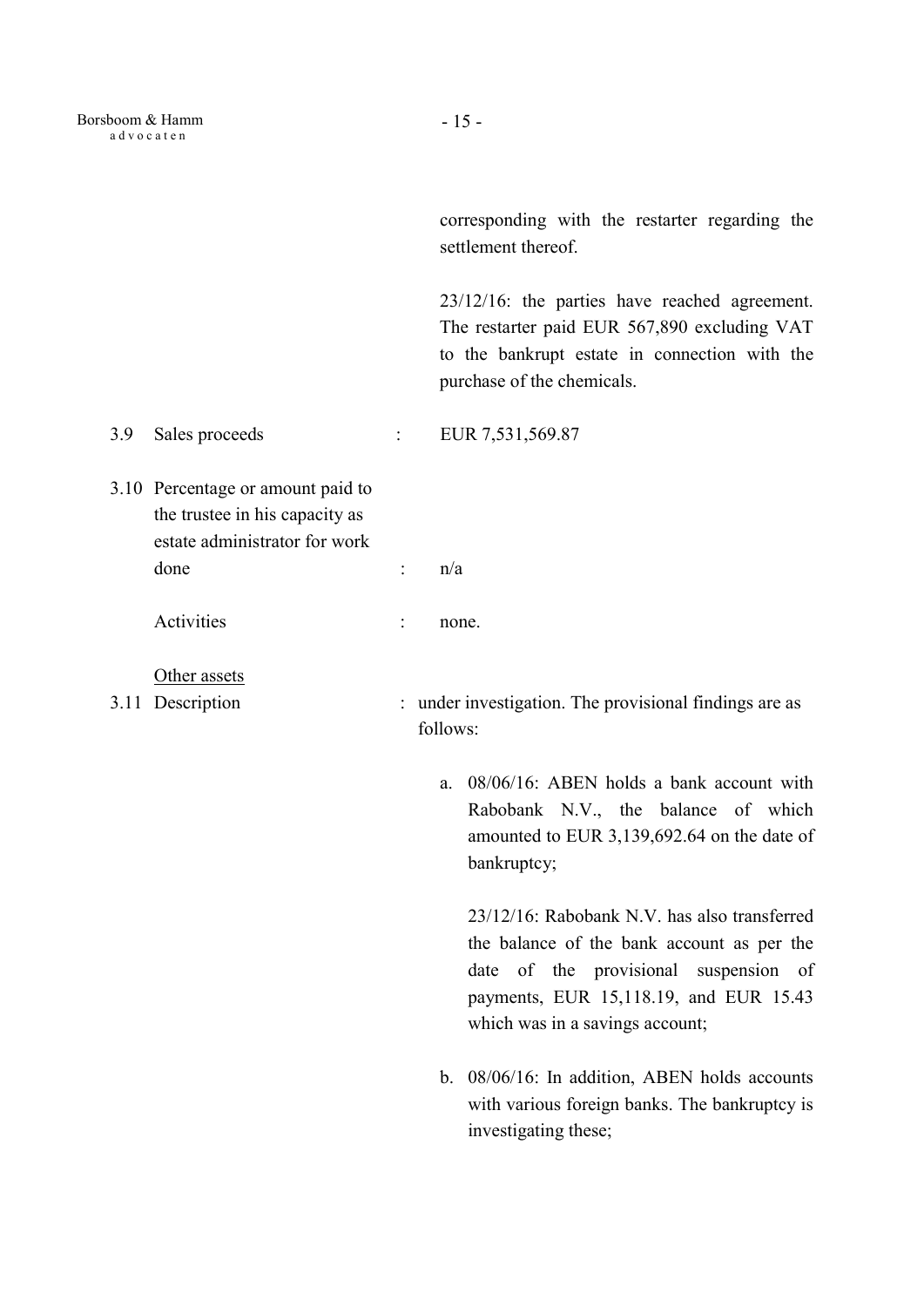corresponding with the restarter regarding the settlement thereof.

23/12/16: the parties have reached agreement. The restarter paid EUR 567,890 excluding VAT to the bankrupt estate in connection with the purchase of the chemicals.

3.9 Sales proceeds : EUR 7,531,569.87

3.10 Percentage or amount paid to the trustee in his capacity as estate administrator for work done : n/a

Activities : none.

<u>Other assets</u>

3.11 Description : under investigation. The provisional findings are as follows:

a. 08/06/16: ABEN holds a bank account with Rabobank N.V., the balance of which amounted to EUR 3,139,692.64 on the date of bankruptcy;

   23/12/16: Rabobank N.V. has also transferred the balance of the bank account as per the date of the provisional suspension of payments, EUR 15,118.19, and EUR 15.43 which was in a savings account;

b. 08/06/16: In addition, ABEN holds accounts with various foreign banks. The bankruptcy is investigating these;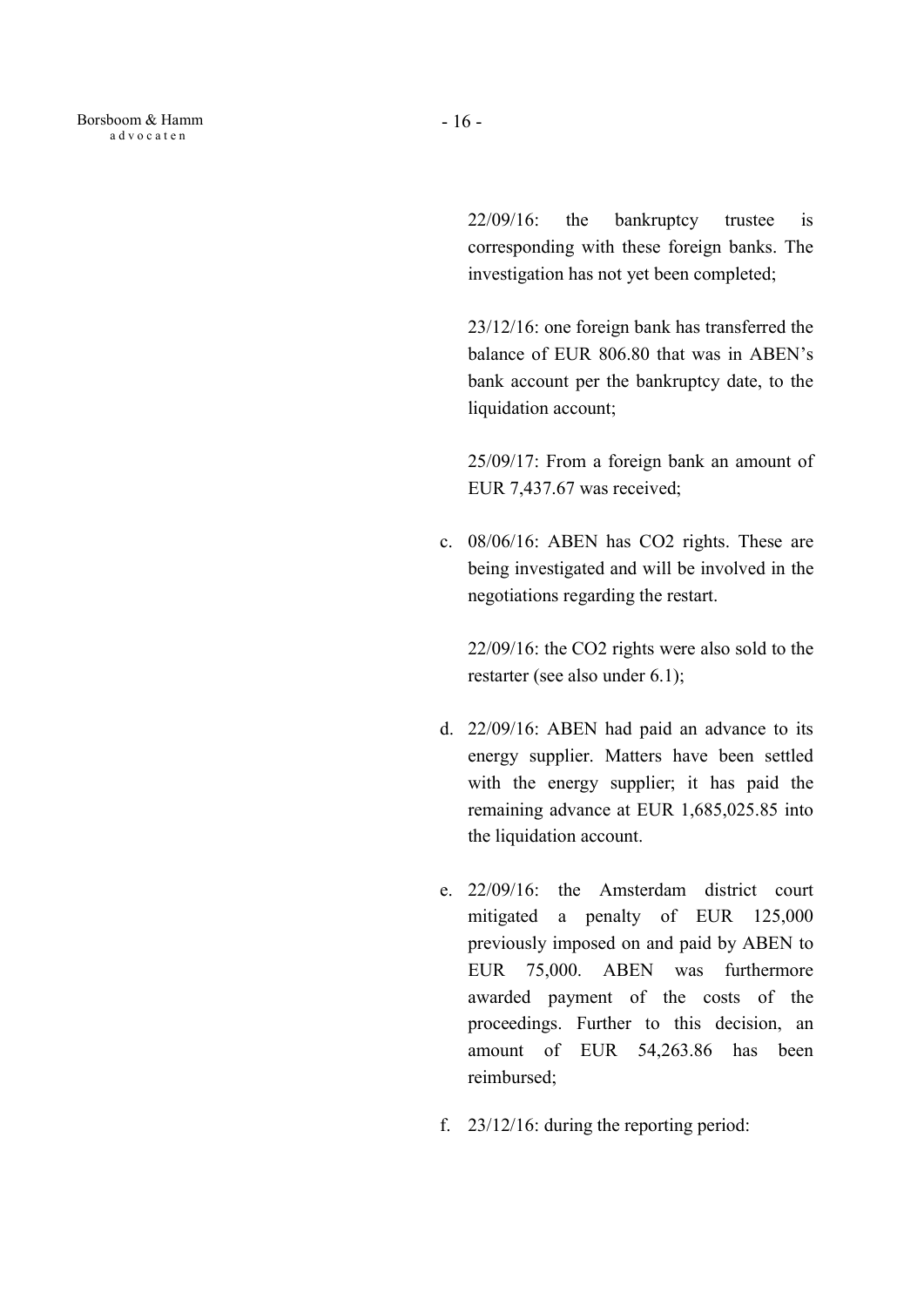22/09/16: the bankruptcy trustee is corresponding with these foreign banks. The investigation has not yet been completed;

23/12/16: one foreign bank has transferred the balance of EUR 806.80 that was in ABEN's bank account per the bankruptcy date, to the liquidation account;

25/09/17: From a foreign bank an amount of EUR 7,437.67 was received;

c. 08/06/16: ABEN has $CO_2$ rights. These are being investigated and will be involved in the negotiations regarding the restart.

   22/09/16: the $CO_2$ rights were also sold to the restarter (see also under 6.1);

d. 22/09/16: ABEN had paid an advance to its energy supplier. Matters have been settled with the energy supplier; it has paid the remaining advance at EUR 1,685,025.85 into the liquidation account.

e. 22/09/16: the Amsterdam district court mitigated a penalty of EUR 125,000 previously imposed on and paid by ABEN to EUR 75,000. ABEN was furthermore awarded payment of the costs of the proceedings. Further to this decision, an amount of EUR 54,263.86 has been reimbursed;

f. 23/12/16: during the reporting period: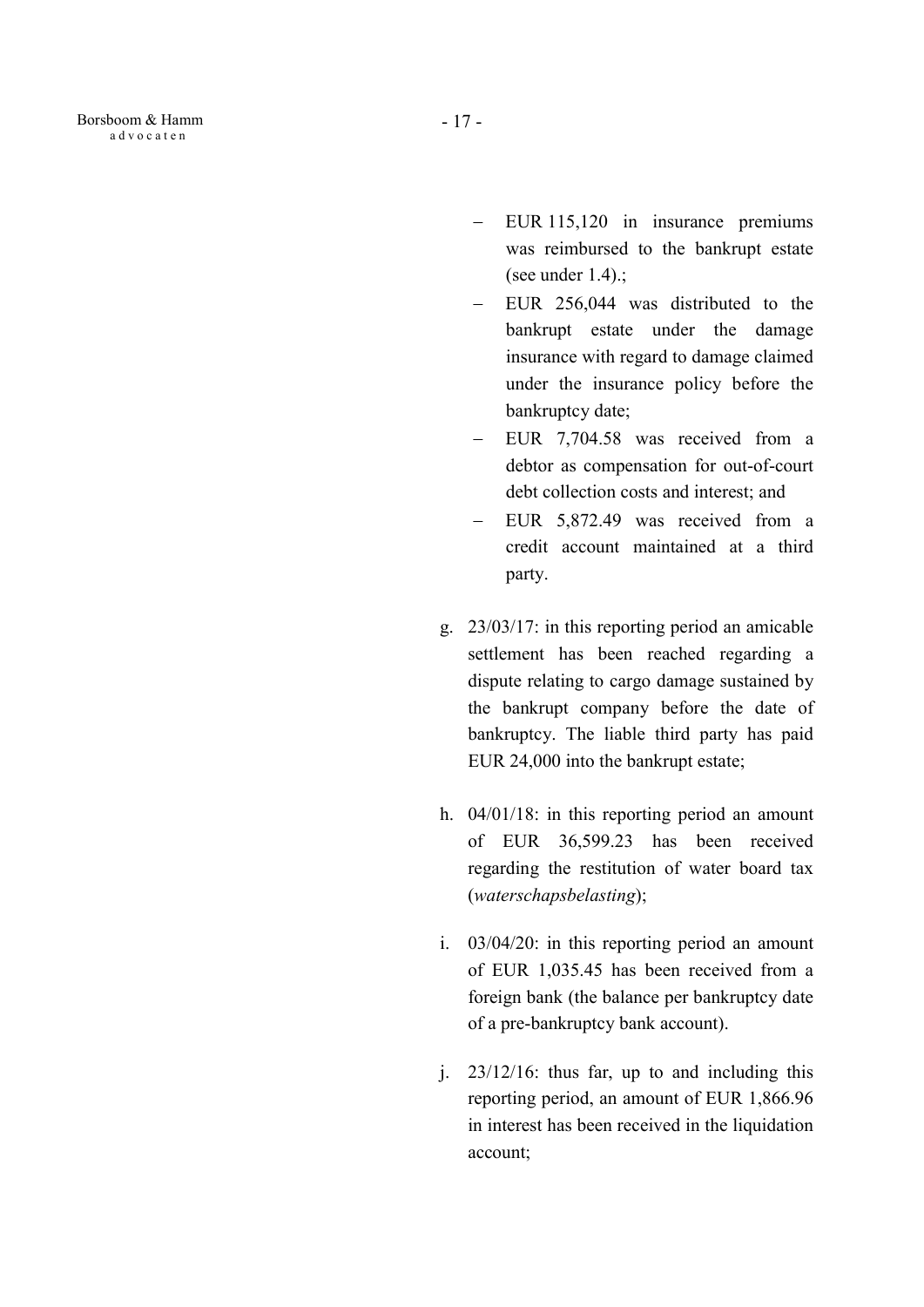- EUR 115,120 in insurance premiums was reimbursed to the bankrupt estate (see under 1.4).;
- EUR 256,044 was distributed to the bankrupt estate under the damage insurance with regard to damage claimed under the insurance policy before the bankruptcy date;
- EUR 7,704.58 was received from a debtor as compensation for out-of-court debt collection costs and interest; and
- EUR 5,872.49 was received from a credit account maintained at a third party.

g. 23/03/17: in this reporting period an amicable settlement has been reached regarding a dispute relating to cargo damage sustained by the bankrupt company before the date of bankruptcy. The liable third party has paid EUR 24,000 into the bankrupt estate;

h. 04/01/18: in this reporting period an amount of EUR 36,599.23 has been received regarding the restitution of water board tax (*waterschapsbelasting*);

i. 03/04/20: in this reporting period an amount of EUR 1,035.45 has been received from a foreign bank (the balance per bankruptcy date of a pre-bankruptcy bank account).

j. 23/12/16: thus far, up to and including this reporting period, an amount of EUR 1,866.96 in interest has been received in the liquidation account;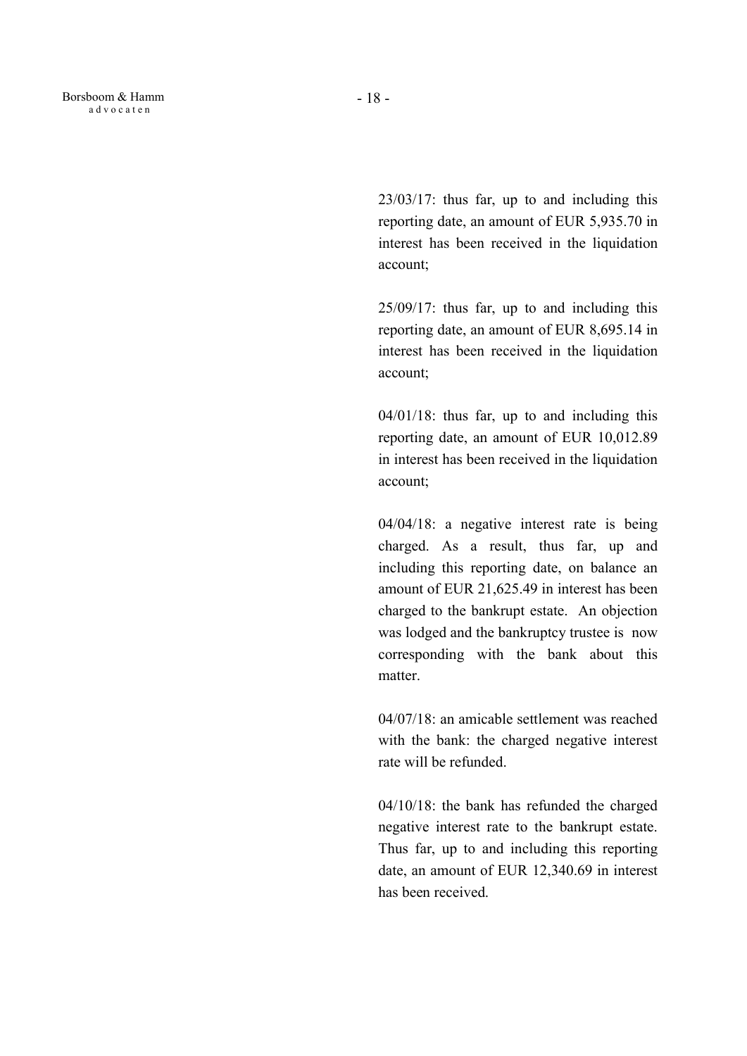23/03/17: thus far, up to and including this reporting date, an amount of EUR 5,935.70 in interest has been received in the liquidation account;

25/09/17: thus far, up to and including this reporting date, an amount of EUR 8,695.14 in interest has been received in the liquidation account;

04/01/18: thus far, up to and including this reporting date, an amount of EUR 10,012.89 in interest has been received in the liquidation account;

04/04/18: a negative interest rate is being charged. As a result, thus far, up and including this reporting date, on balance an amount of EUR 21,625.49 in interest has been charged to the bankrupt estate. An objection was lodged and the bankruptcy trustee is now corresponding with the bank about this matter.

04/07/18: an amicable settlement was reached with the bank: the charged negative interest rate will be refunded.

04/10/18: the bank has refunded the charged negative interest rate to the bankrupt estate. Thus far, up to and including this reporting date, an amount of EUR 12,340.69 in interest has been received.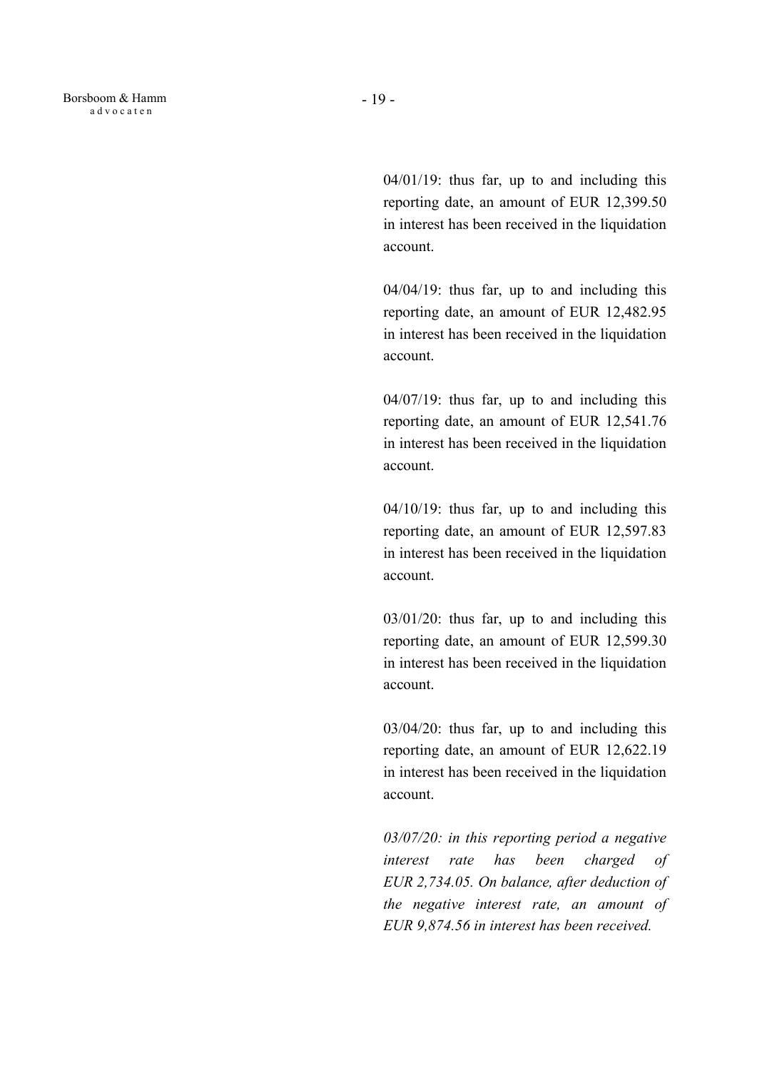04/01/19: thus far, up to and including this reporting date, an amount of EUR 12,399.50 in interest has been received in the liquidation account.

04/04/19: thus far, up to and including this reporting date, an amount of EUR 12,482.95 in interest has been received in the liquidation account.

04/07/19: thus far, up to and including this reporting date, an amount of EUR 12,541.76 in interest has been received in the liquidation account.

04/10/19: thus far, up to and including this reporting date, an amount of EUR 12,597.83 in interest has been received in the liquidation account.

03/01/20: thus far, up to and including this reporting date, an amount of EUR 12,599.30 in interest has been received in the liquidation account.

03/04/20: thus far, up to and including this reporting date, an amount of EUR 12,622.19 in interest has been received in the liquidation account.

*03/07/20: in this reporting period a negative interest rate has been charged of EUR 2,734.05. On balance, after deduction of the negative interest rate, an amount of EUR 9,874.56 in interest has been received.*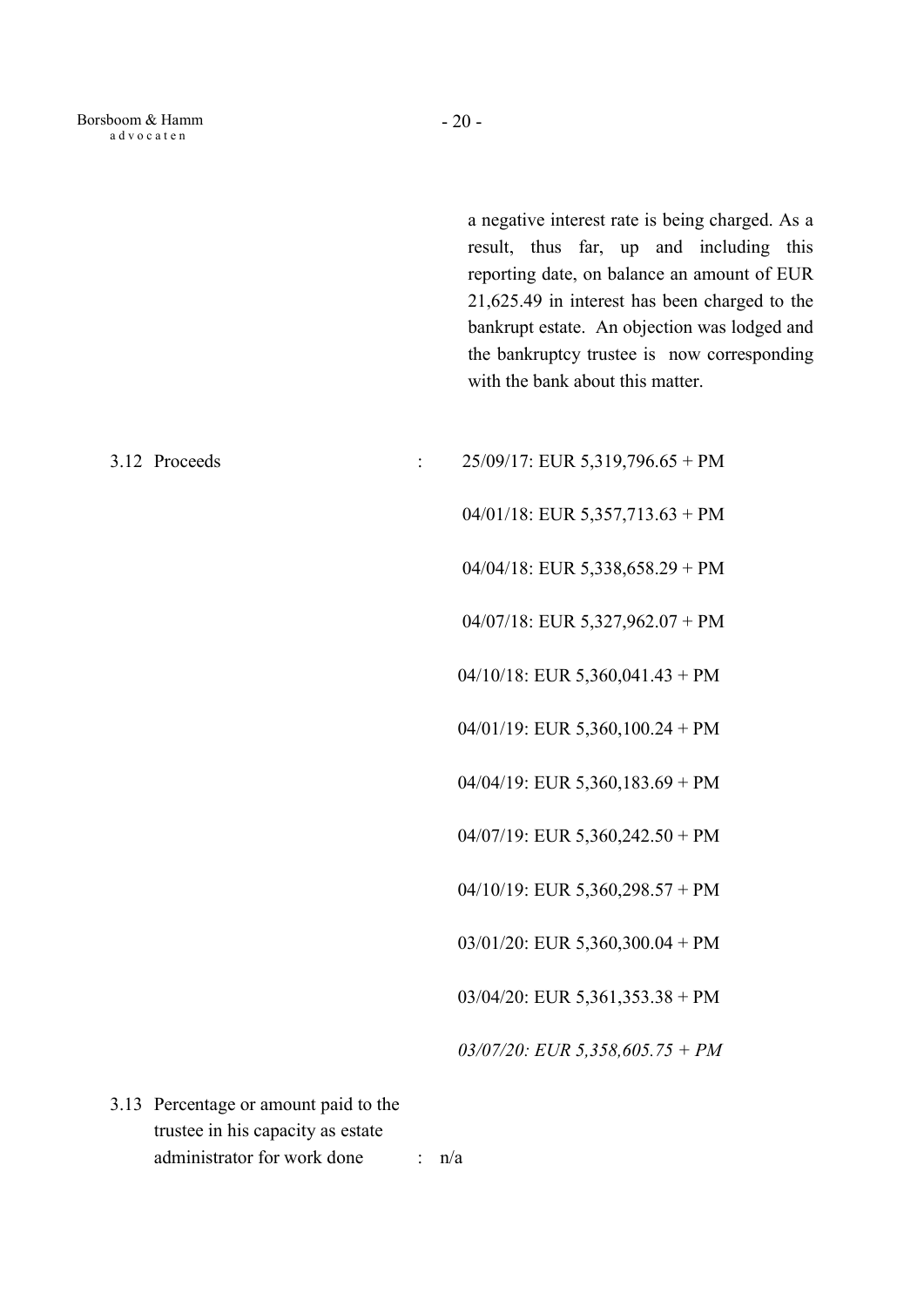a negative interest rate is being charged. As a result, thus far, up and including this reporting date, on balance an amount of EUR 21,625.49 in interest has been charged to the bankrupt estate. An objection was lodged and the bankruptcy trustee is now corresponding with the bank about this matter.

3.12 Proceeds : 25/09/17: EUR 5,319,796.65 + PM

04/01/18: EUR 5,357,713.63 + PM

04/04/18: EUR 5,338,658.29 + PM

04/07/18: EUR 5,327,962.07 + PM

04/10/18: EUR 5,360,041.43 + PM

04/01/19: EUR 5,360,100.24 + PM

04/04/19: EUR 5,360,183.69 + PM

04/07/19: EUR 5,360,242.50 + PM

04/10/19: EUR 5,360,298.57 + PM

03/01/20: EUR 5,360,300.04 + PM

03/04/20: EUR 5,361,353.38 + PM

*03/07/20: EUR 5,358,605.75 + PM*

3.13 Percentage or amount paid to the trustee in his capacity as estate administrator for work done : n/a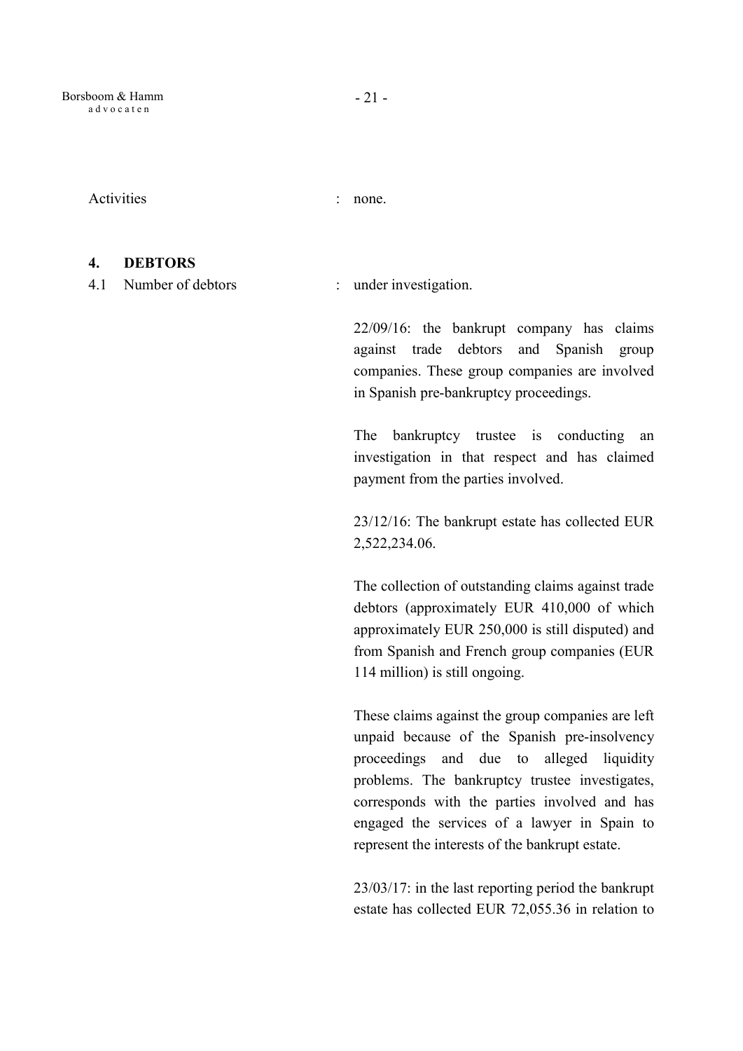Activities : none.

## 4. DEBTORS

4.1 Number of debtors : under investigation.

22/09/16: the bankrupt company has claims against trade debtors and Spanish group companies. These group companies are involved in Spanish pre-bankruptcy proceedings.

The bankruptcy trustee is conducting an investigation in that respect and has claimed payment from the parties involved.

23/12/16: The bankrupt estate has collected EUR 2,522,234.06.

The collection of outstanding claims against trade debtors (approximately EUR 410,000 of which approximately EUR 250,000 is still disputed) and from Spanish and French group companies (EUR 114 million) is still ongoing.

These claims against the group companies are left unpaid because of the Spanish pre-insolvency proceedings and due to alleged liquidity problems. The bankruptcy trustee investigates, corresponds with the parties involved and has engaged the services of a lawyer in Spain to represent the interests of the bankrupt estate.

23/03/17: in the last reporting period the bankrupt estate has collected EUR 72,055.36 in relation to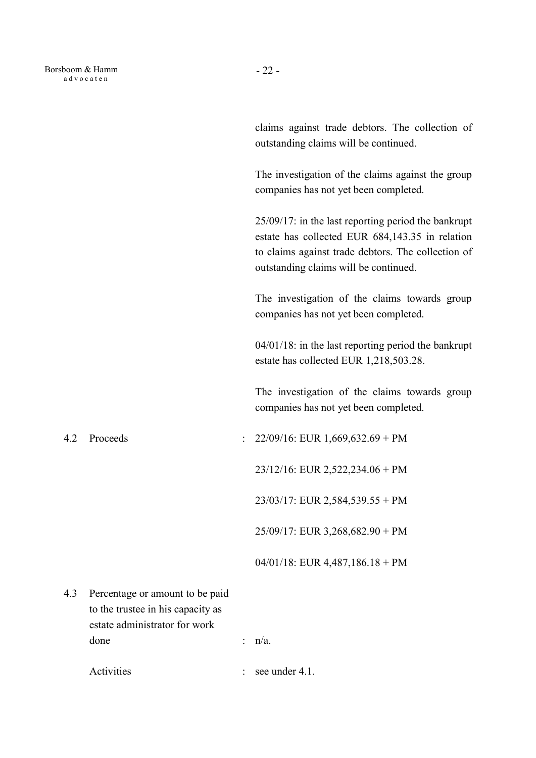claims against trade debtors. The collection of outstanding claims will be continued.

The investigation of the claims against the group companies has not yet been completed.

25/09/17: in the last reporting period the bankrupt estate has collected EUR 684,143.35 in relation to claims against trade debtors. The collection of outstanding claims will be continued.

The investigation of the claims towards group companies has not yet been completed.

04/01/18: in the last reporting period the bankrupt estate has collected EUR 1,218,503.28.

The investigation of the claims towards group companies has not yet been completed.

4.2 Proceeds : 22/09/16: EUR 1,669,632.69 + PM

23/12/16: EUR 2,522,234.06 + PM

23/03/17: EUR 2,584,539.55 + PM

25/09/17: EUR 3,268,682.90 + PM

04/01/18: EUR 4,487,186.18 + PM

4.3 Percentage or amount to be paid to the trustee in his capacity as estate administrator for work done : n/a.

Activities : see under 4.1.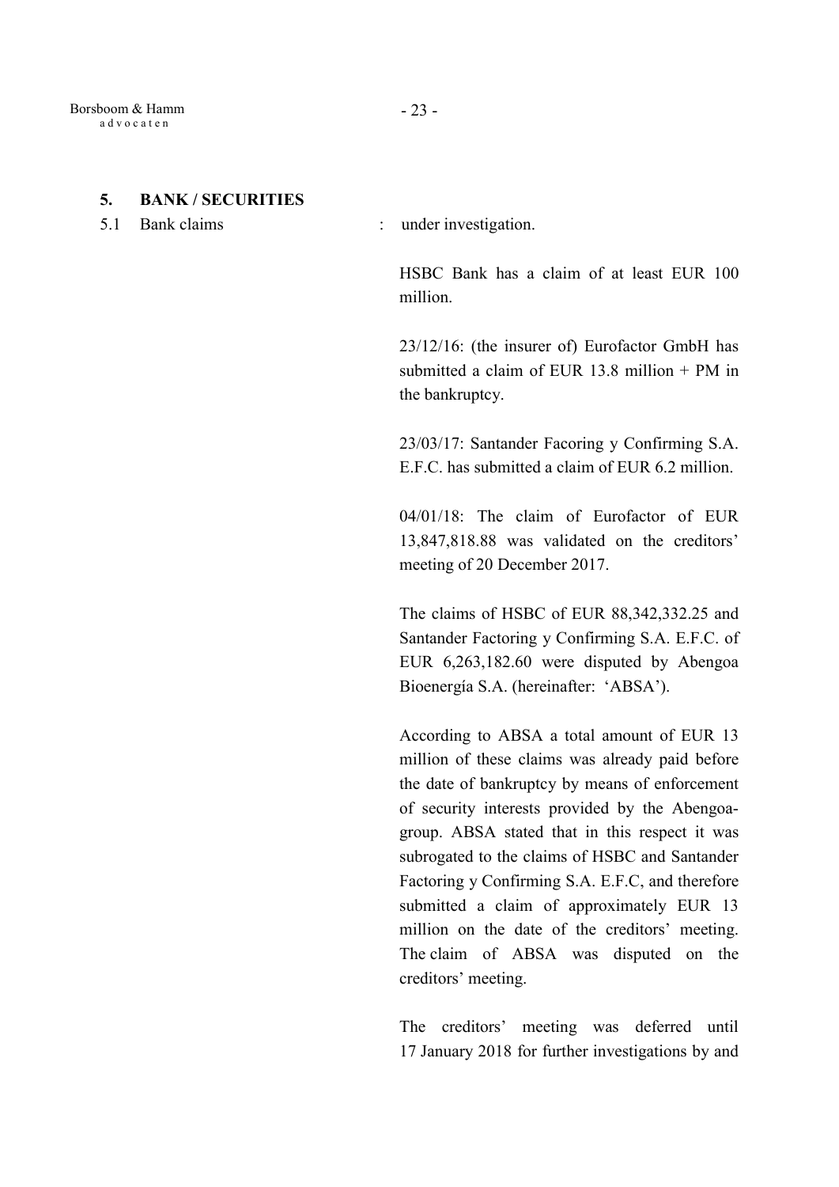## 5. BANK / SECURITIES

5.1 Bank claims : under investigation.

HSBC Bank has a claim of at least EUR 100 million.

23/12/16: (the insurer of) Eurofactor GmbH has submitted a claim of EUR 13.8 million + PM in the bankruptcy.

23/03/17: Santander Facoring y Confirming S.A. E.F.C. has submitted a claim of EUR 6.2 million.

04/01/18: The claim of Eurofactor of EUR 13,847,818.88 was validated on the creditors' meeting of 20 December 2017.

The claims of HSBC of EUR 88,342,332.25 and Santander Factoring y Confirming S.A. E.F.C. of EUR 6,263,182.60 were disputed by Abengoa Bioenergía S.A. (hereinafter: 'ABSA').

According to ABSA a total amount of EUR 13 million of these claims was already paid before the date of bankruptcy by means of enforcement of security interests provided by the Abengoa-group. ABSA stated that in this respect it was subrogated to the claims of HSBC and Santander Factoring y Confirming S.A. E.F.C, and therefore submitted a claim of approximately EUR 13 million on the date of the creditors' meeting. The claim of ABSA was disputed on the creditors' meeting.

The creditors' meeting was deferred until 17 January 2018 for further investigations by and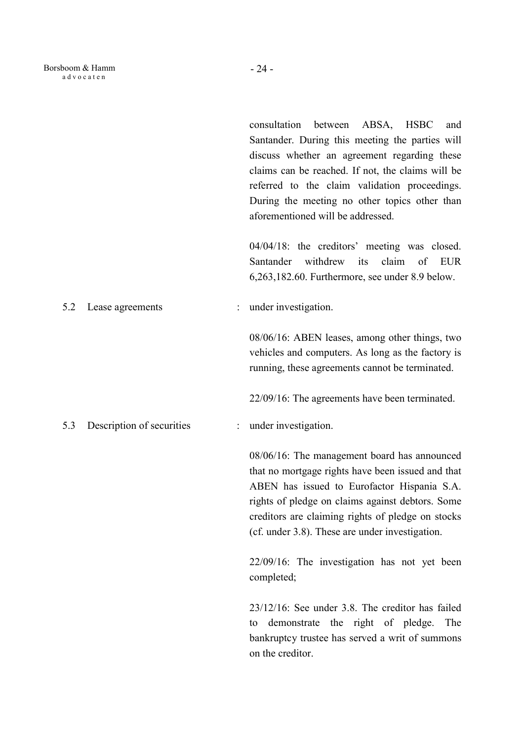consultation between ABSA, HSBC and Santander. During this meeting the parties will discuss whether an agreement regarding these claims can be reached. If not, the claims will be referred to the claim validation proceedings. During the meeting no other topics other than aforementioned will be addressed.

04/04/18: the creditors' meeting was closed. Santander withdrew its claim of EUR 6,263,182.60. Furthermore, see under 8.9 below.

**5.2 Lease agreements** : under investigation.

08/06/16: ABEN leases, among other things, two vehicles and computers. As long as the factory is running, these agreements cannot be terminated.

22/09/16: The agreements have been terminated.

**5.3 Description of securities** : under investigation.

08/06/16: The management board has announced that no mortgage rights have been issued and that ABEN has issued to Eurofactor Hispania S.A. rights of pledge on claims against debtors. Some creditors are claiming rights of pledge on stocks (cf. under 3.8). These are under investigation.

22/09/16: The investigation has not yet been completed;

23/12/16: See under 3.8. The creditor has failed to demonstrate the right of pledge. The bankruptcy trustee has served a writ of summons on the creditor.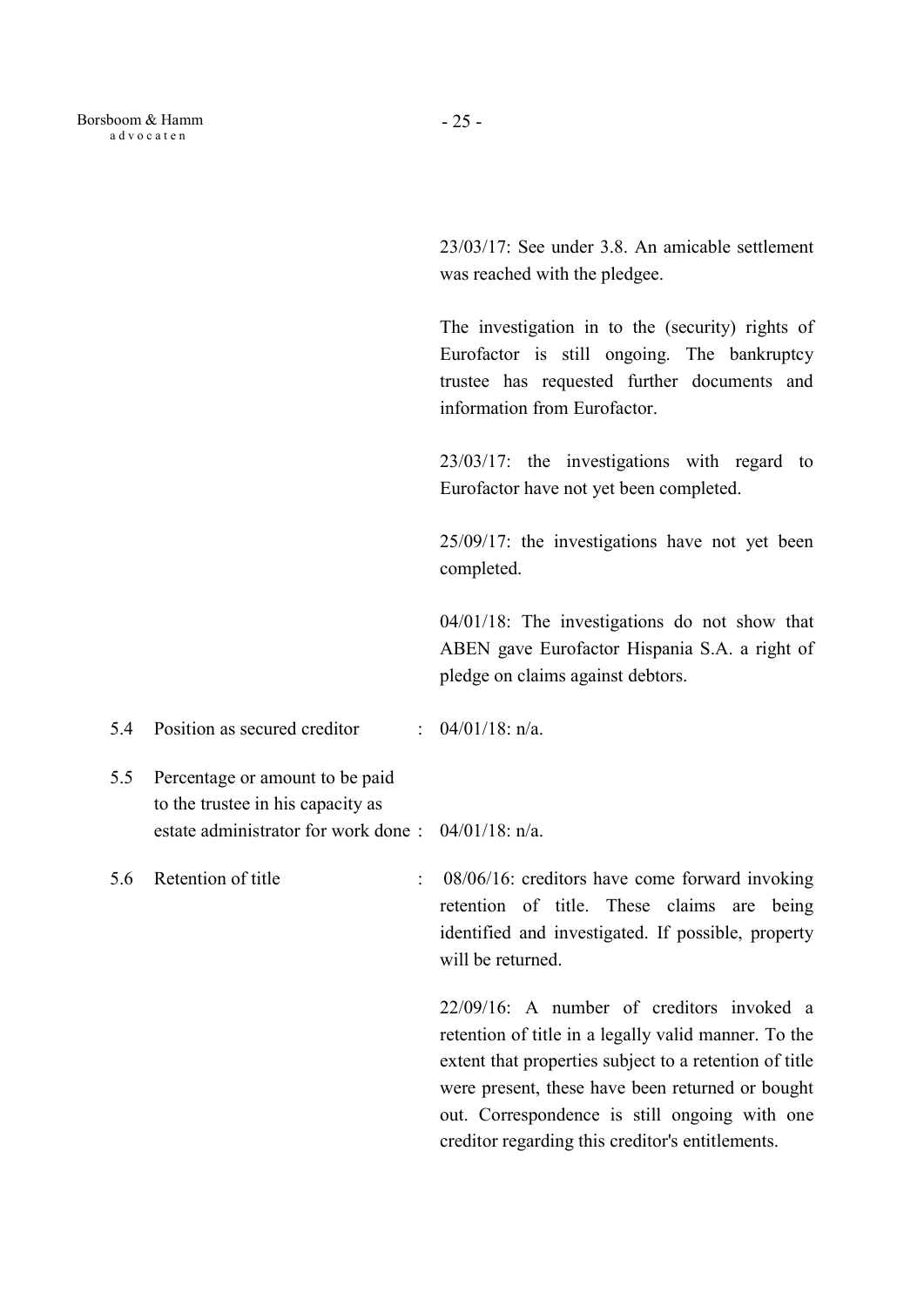23/03/17: See under 3.8. An amicable settlement was reached with the pledgee.

The investigation in to the (security) rights of Eurofactor is still ongoing. The bankruptcy trustee has requested further documents and information from Eurofactor.

23/03/17: the investigations with regard to Eurofactor have not yet been completed.

25/09/17: the investigations have not yet been completed.

04/01/18: The investigations do not show that ABEN gave Eurofactor Hispania S.A. a right of pledge on claims against debtors.

5.4 Position as secured creditor : 04/01/18: n/a.

5.5 Percentage or amount to be paid to the trustee in his capacity as estate administrator for work done : 04/01/18: n/a.

5.6 Retention of title : 08/06/16: creditors have come forward invoking retention of title. These claims are being identified and investigated. If possible, property will be returned.

22/09/16: A number of creditors invoked a retention of title in a legally valid manner. To the extent that properties subject to a retention of title were present, these have been returned or bought out. Correspondence is still ongoing with one creditor regarding this creditor's entitlements.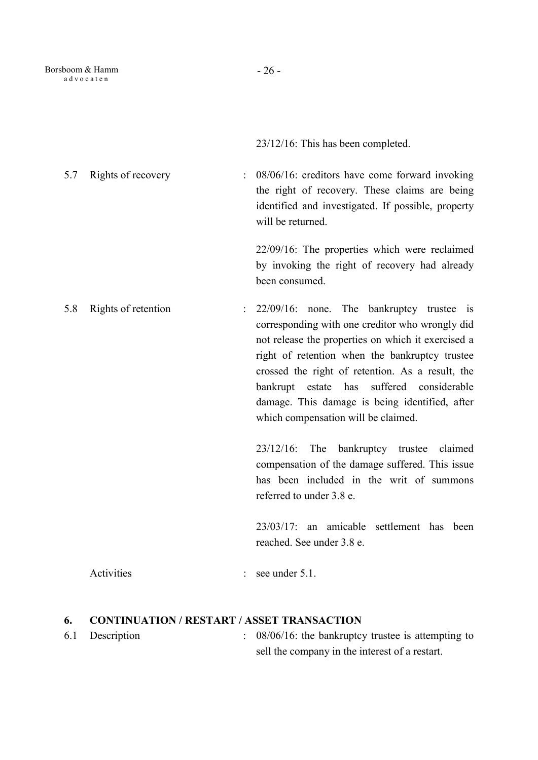23/12/16: This has been completed.

5.7 Rights of recovery : 08/06/16: creditors have come forward invoking the right of recovery. These claims are being identified and investigated. If possible, property will be returned.

22/09/16: The properties which were reclaimed by invoking the right of recovery had already been consumed.

5.8 Rights of retention : 22/09/16: none. The bankruptcy trustee is corresponding with one creditor who wrongly did not release the properties on which it exercised a right of retention when the bankruptcy trustee crossed the right of retention. As a result, the bankrupt estate has suffered considerable damage. This damage is being identified, after which compensation will be claimed.

23/12/16: The bankruptcy trustee claimed compensation of the damage suffered. This issue has been included in the writ of summons referred to under 3.8 e.

23/03/17: an amicable settlement has been reached. See under 3.8 e.

Activities : see under 5.1.

## 6. CONTINUATION / RESTART / ASSET TRANSACTION

6.1 Description : 08/06/16: the bankruptcy trustee is attempting to sell the company in the interest of a restart.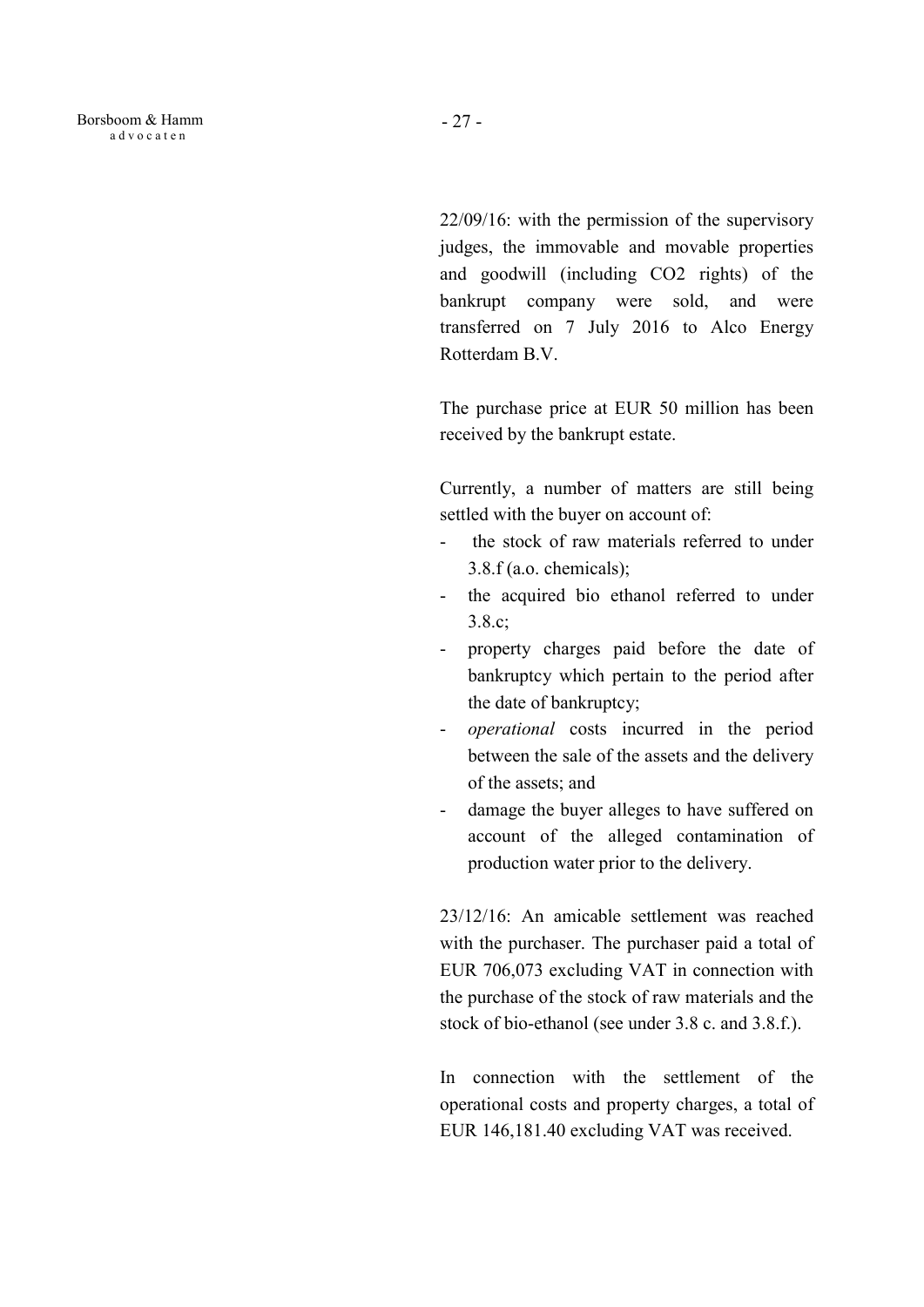22/09/16: with the permission of the supervisory judges, the immovable and movable properties and goodwill (including CO2 rights) of the bankrupt company were sold, and were transferred on 7 July 2016 to Alco Energy Rotterdam B.V.

The purchase price at EUR 50 million has been received by the bankrupt estate.

Currently, a number of matters are still being settled with the buyer on account of:

- the stock of raw materials referred to under 3.8.f (a.o. chemicals);
- the acquired bio ethanol referred to under 3.8.c;
- property charges paid before the date of bankruptcy which pertain to the period after the date of bankruptcy;
- *operational* costs incurred in the period between the sale of the assets and the delivery of the assets; and
- damage the buyer alleges to have suffered on account of the alleged contamination of production water prior to the delivery.

23/12/16: An amicable settlement was reached with the purchaser. The purchaser paid a total of EUR 706,073 excluding VAT in connection with the purchase of the stock of raw materials and the stock of bio-ethanol (see under 3.8 c. and 3.8.f.).

In connection with the settlement of the operational costs and property charges, a total of EUR 146,181.40 excluding VAT was received.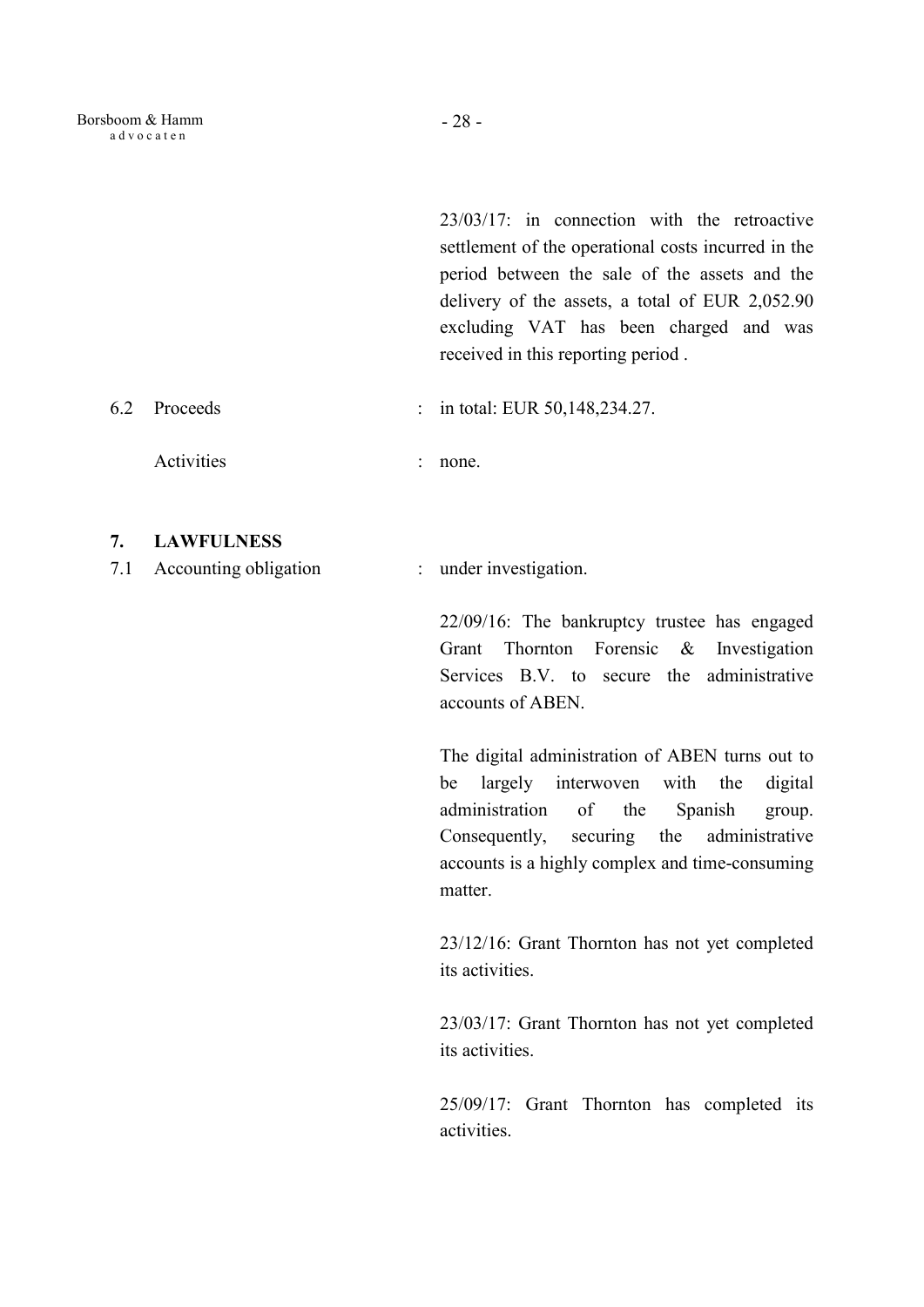23/03/17: in connection with the retroactive settlement of the operational costs incurred in the period between the sale of the assets and the delivery of the assets, a total of EUR 2,052.90 excluding VAT has been charged and was received in this reporting period .

6.2 Proceeds : in total: EUR 50,148,234.27.

Activities : none.

## 7. LAWFULNESS

7.1 Accounting obligation : under investigation.

22/09/16: The bankruptcy trustee has engaged Grant Thornton Forensic & Investigation Services B.V. to secure the administrative accounts of ABEN.

The digital administration of ABEN turns out to be largely interwoven with the digital administration of the Spanish group. Consequently, securing the administrative accounts is a highly complex and time-consuming matter.

23/12/16: Grant Thornton has not yet completed its activities.

23/03/17: Grant Thornton has not yet completed its activities.

25/09/17: Grant Thornton has completed its activities.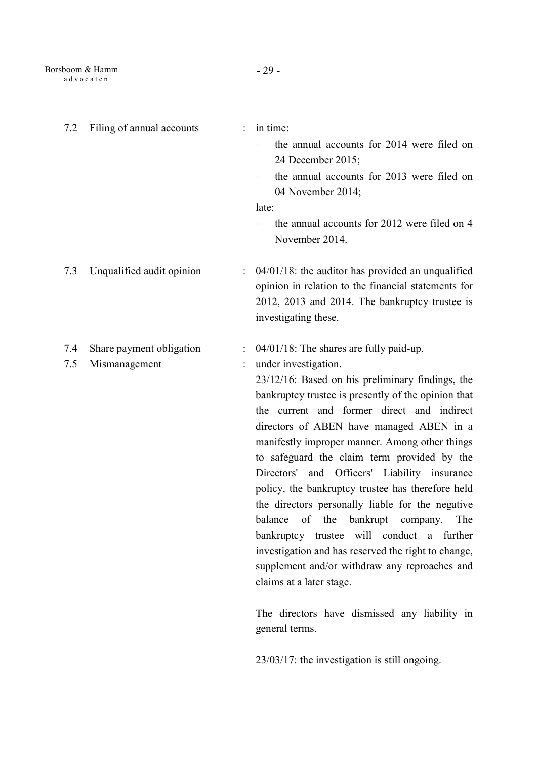7.2 Filing of annual accounts : in time:

- the annual accounts for 2014 were filed on 24 December 2015;
- the annual accounts for 2013 were filed on 04 November 2014;

late:

- the annual accounts for 2012 were filed on 4 November 2014.

7.3 Unqualified audit opinion : 04/01/18: the auditor has provided an unqualified opinion in relation to the financial statements for 2012, 2013 and 2014. The bankruptcy trustee is investigating these.

7.4 Share payment obligation : 04/01/18: The shares are fully paid-up.

7.5 Mismanagement : under investigation.

23/12/16: Based on his preliminary findings, the bankruptcy trustee is presently of the opinion that the current and former direct and indirect directors of ABEN have managed ABEN in a manifestly improper manner. Among other things to safeguard the claim term provided by the Directors' and Officers' Liability insurance policy, the bankruptcy trustee has therefore held the directors personally liable for the negative balance of the bankrupt company. The bankruptcy trustee will conduct a further investigation and has reserved the right to change, supplement and/or withdraw any reproaches and claims at a later stage.

The directors have dismissed any liability in general terms.

23/03/17: the investigation is still ongoing.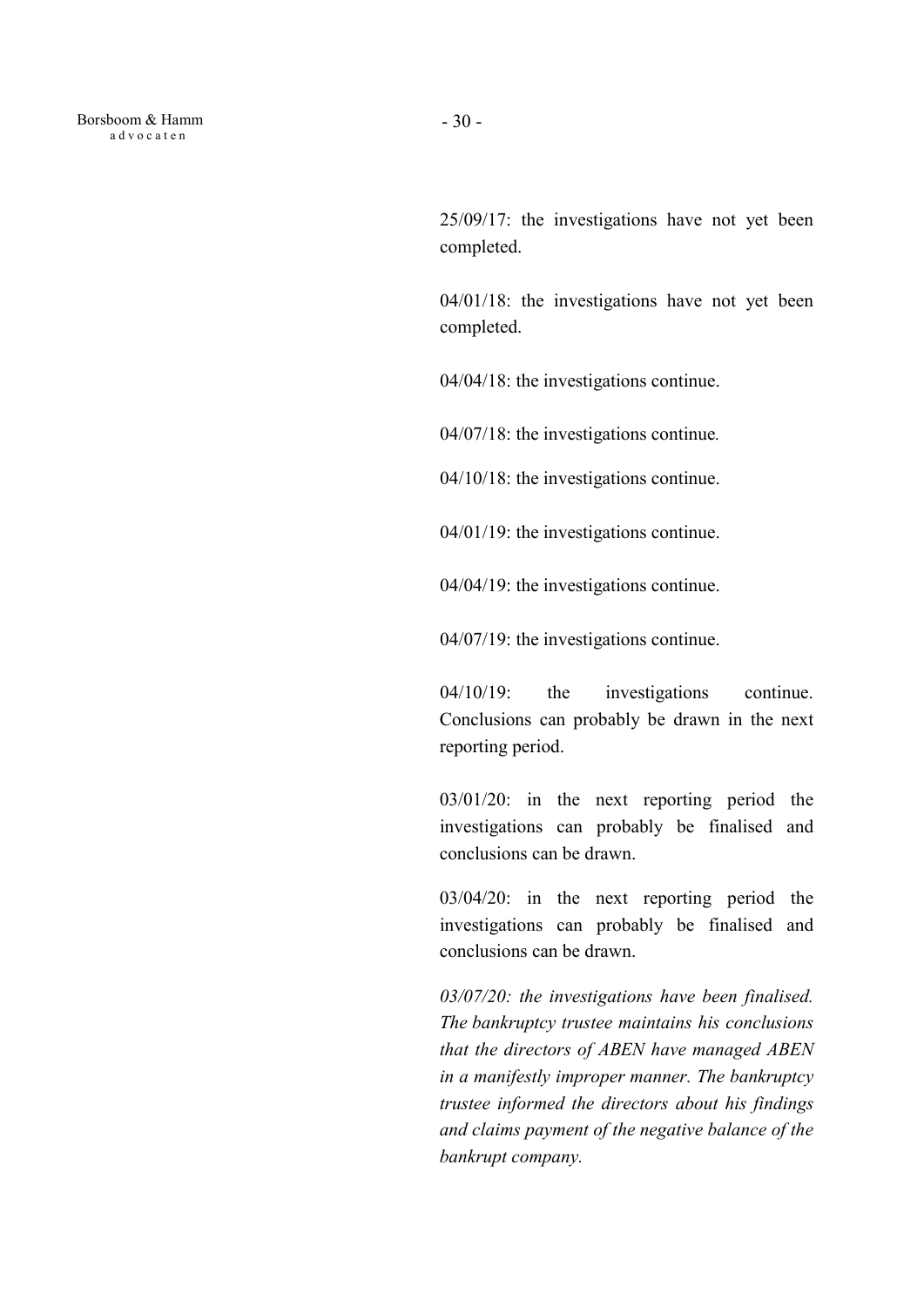25/09/17: the investigations have not yet been completed.

04/01/18: the investigations have not yet been completed.

04/04/18: the investigations continue.

04/07/18: the investigations continue.

04/10/18: the investigations continue.

04/01/19: the investigations continue.

04/04/19: the investigations continue.

04/07/19: the investigations continue.

04/10/19: the investigations continue. Conclusions can probably be drawn in the next reporting period.

03/01/20: in the next reporting period the investigations can probably be finalised and conclusions can be drawn.

03/04/20: in the next reporting period the investigations can probably be finalised and conclusions can be drawn.

*03/07/20: the investigations have been finalised. The bankruptcy trustee maintains his conclusions that the directors of ABEN have managed ABEN in a manifestly improper manner. The bankruptcy trustee informed the directors about his findings and claims payment of the negative balance of the bankrupt company.*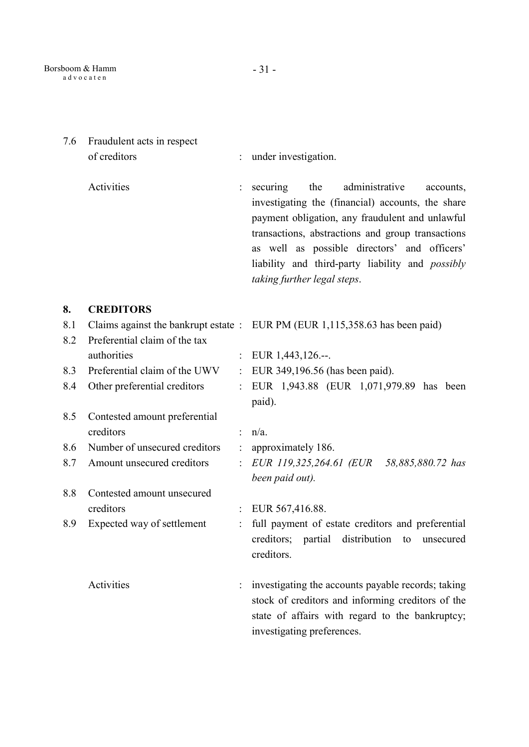7.6 Fraudulent acts in respect of creditors : under investigation.

Activities : securing the administrative accounts, investigating the (financial) accounts, the share payment obligation, any fraudulent and unlawful transactions, abstractions and group transactions as well as possible directors' and officers' liability and third-party liability and *possibly taking further legal steps*.

## 8. CREDITORS

8.1 Claims against the bankrupt estate : EUR PM (EUR 1,115,358.63 has been paid)

8.2 Preferential claim of the tax authorities : EUR 1,443,126.--.

8.3 Preferential claim of the UWV : EUR 349,196.56 (has been paid).

8.4 Other preferential creditors : EUR 1,943.88 (EUR 1,071,979.89 has been paid).

8.5 Contested amount preferential creditors : n/a.

8.6 Number of unsecured creditors : approximately 186.

8.7 Amount unsecured creditors : *EUR 119,325,264.61 (EUR 58,885,880.72 has been paid out).*

8.8 Contested amount unsecured creditors : EUR 567,416.88.

8.9 Expected way of settlement : full payment of estate creditors and preferential creditors; partial distribution to unsecured creditors.

Activities : investigating the accounts payable records; taking stock of creditors and informing creditors of the state of affairs with regard to the bankruptcy; investigating preferences.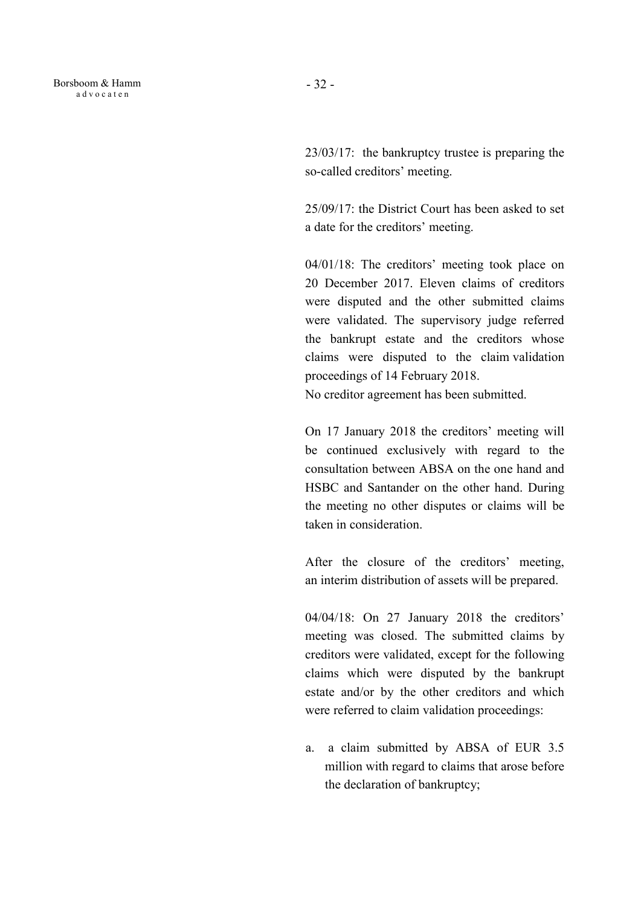23/03/17: the bankruptcy trustee is preparing the so-called creditors' meeting.

25/09/17: the District Court has been asked to set a date for the creditors' meeting.

04/01/18: The creditors' meeting took place on 20 December 2017. Eleven claims of creditors were disputed and the other submitted claims were validated. The supervisory judge referred the bankrupt estate and the creditors whose claims were disputed to the claim validation proceedings of 14 February 2018.
No creditor agreement has been submitted.

On 17 January 2018 the creditors' meeting will be continued exclusively with regard to the consultation between ABSA on the one hand and HSBC and Santander on the other hand. During the meeting no other disputes or claims will be taken in consideration.

After the closure of the creditors' meeting, an interim distribution of assets will be prepared.

04/04/18: On 27 January 2018 the creditors' meeting was closed. The submitted claims by creditors were validated, except for the following claims which were disputed by the bankrupt estate and/or by the other creditors and which were referred to claim validation proceedings:

a. a claim submitted by ABSA of EUR 3.5 million with regard to claims that arose before the declaration of bankruptcy;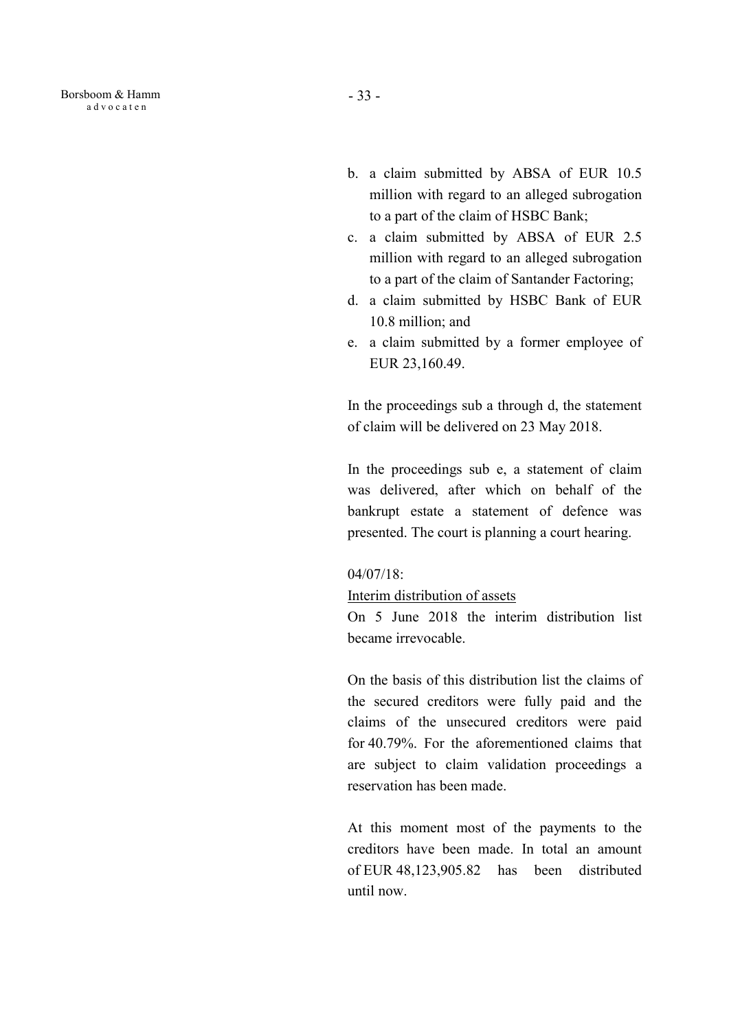b. a claim submitted by ABSA of EUR 10.5 million with regard to an alleged subrogation to a part of the claim of HSBC Bank;
c. a claim submitted by ABSA of EUR 2.5 million with regard to an alleged subrogation to a part of the claim of Santander Factoring;
d. a claim submitted by HSBC Bank of EUR 10.8 million; and
e. a claim submitted by a former employee of EUR 23,160.49.

In the proceedings sub a through d, the statement of claim will be delivered on 23 May 2018.

In the proceedings sub e, a statement of claim was delivered, after which on behalf of the bankrupt estate a statement of defence was presented. The court is planning a court hearing.

04/07/18:

<u>Interim distribution of assets</u>

On 5 June 2018 the interim distribution list became irrevocable.

On the basis of this distribution list the claims of the secured creditors were fully paid and the claims of the unsecured creditors were paid for 40.79%. For the aforementioned claims that are subject to claim validation proceedings a reservation has been made.

At this moment most of the payments to the creditors have been made. In total an amount of EUR 48,123,905.82 has been distributed until now.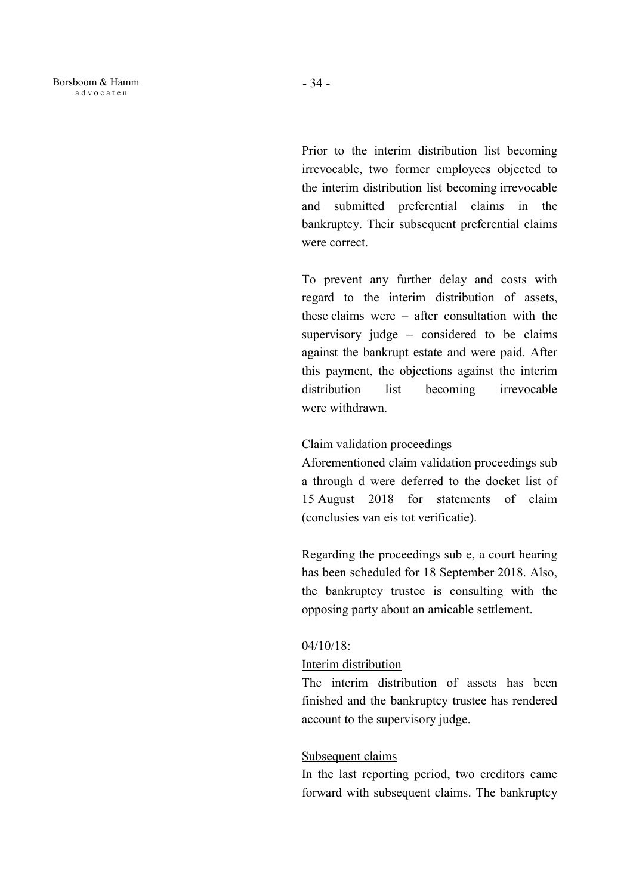Prior to the interim distribution list becoming irrevocable, two former employees objected to the interim distribution list becoming irrevocable and submitted preferential claims in the bankruptcy. Their subsequent preferential claims were correct.

To prevent any further delay and costs with regard to the interim distribution of assets, these claims were – after consultation with the supervisory judge – considered to be claims against the bankrupt estate and were paid. After this payment, the objections against the interim distribution list becoming irrevocable were withdrawn.

Claim validation proceedings

Aforementioned claim validation proceedings sub a through d were deferred to the docket list of 15 August 2018 for statements of claim (conclusies van eis tot verificatie).

Regarding the proceedings sub e, a court hearing has been scheduled for 18 September 2018. Also, the bankruptcy trustee is consulting with the opposing party about an amicable settlement.

04/10/18:

Interim distribution

The interim distribution of assets has been finished and the bankruptcy trustee has rendered account to the supervisory judge.

Subsequent claims

In the last reporting period, two creditors came forward with subsequent claims. The bankruptcy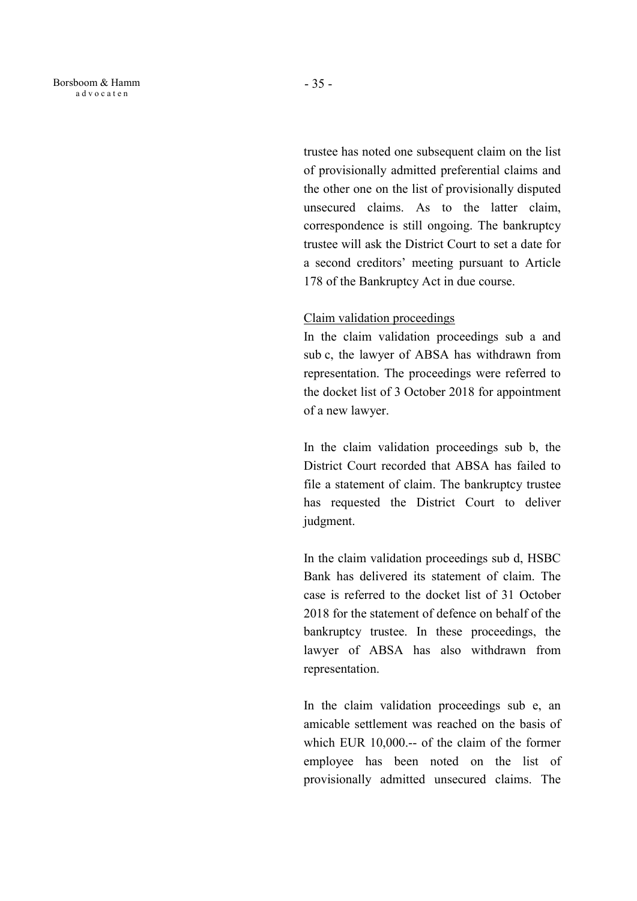trustee has noted one subsequent claim on the list of provisionally admitted preferential claims and the other one on the list of provisionally disputed unsecured claims. As to the latter claim, correspondence is still ongoing. The bankruptcy trustee will ask the District Court to set a date for a second creditors' meeting pursuant to Article 178 of the Bankruptcy Act in due course.

Claim validation proceedings

In the claim validation proceedings sub a and sub c, the lawyer of ABSA has withdrawn from representation. The proceedings were referred to the docket list of 3 October 2018 for appointment of a new lawyer.

In the claim validation proceedings sub b, the District Court recorded that ABSA has failed to file a statement of claim. The bankruptcy trustee has requested the District Court to deliver judgment.

In the claim validation proceedings sub d, HSBC Bank has delivered its statement of claim. The case is referred to the docket list of 31 October 2018 for the statement of defence on behalf of the bankruptcy trustee. In these proceedings, the lawyer of ABSA has also withdrawn from representation.

In the claim validation proceedings sub e, an amicable settlement was reached on the basis of which EUR 10,000.-- of the claim of the former employee has been noted on the list of provisionally admitted unsecured claims. The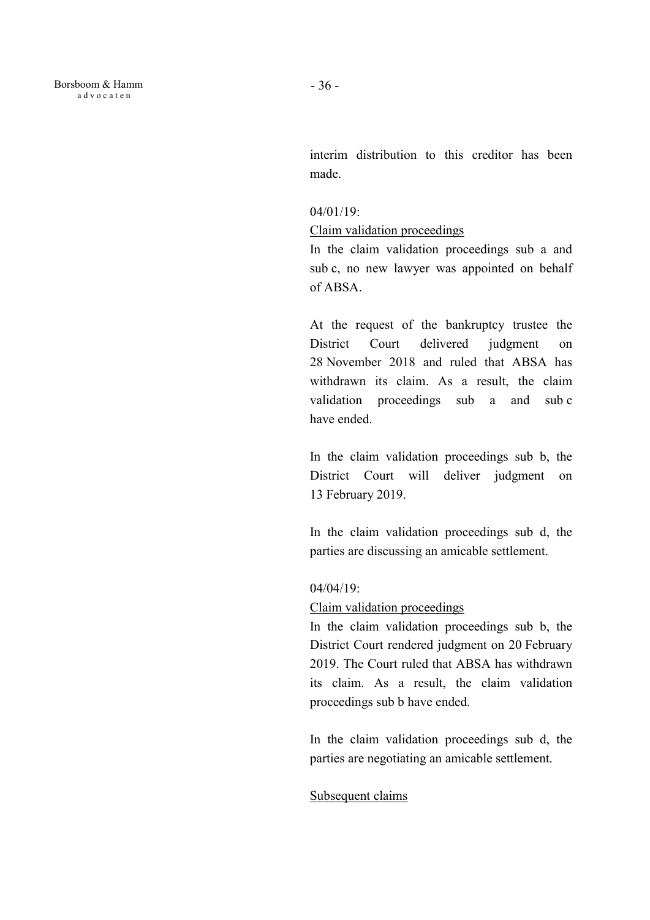interim distribution to this creditor has been made.

04/01/19:

<u>Claim validation proceedings</u>

In the claim validation proceedings sub a and sub c, no new lawyer was appointed on behalf of ABSA.

At the request of the bankruptcy trustee the District Court delivered judgment on 28 November 2018 and ruled that ABSA has withdrawn its claim. As a result, the claim validation proceedings sub a and sub c have ended.

In the claim validation proceedings sub b, the District Court will deliver judgment on 13 February 2019.

In the claim validation proceedings sub d, the parties are discussing an amicable settlement.

04/04/19:

<u>Claim validation proceedings</u>

In the claim validation proceedings sub b, the District Court rendered judgment on 20 February 2019. The Court ruled that ABSA has withdrawn its claim. As a result, the claim validation proceedings sub b have ended.

In the claim validation proceedings sub d, the parties are negotiating an amicable settlement.

<u>Subsequent claims</u>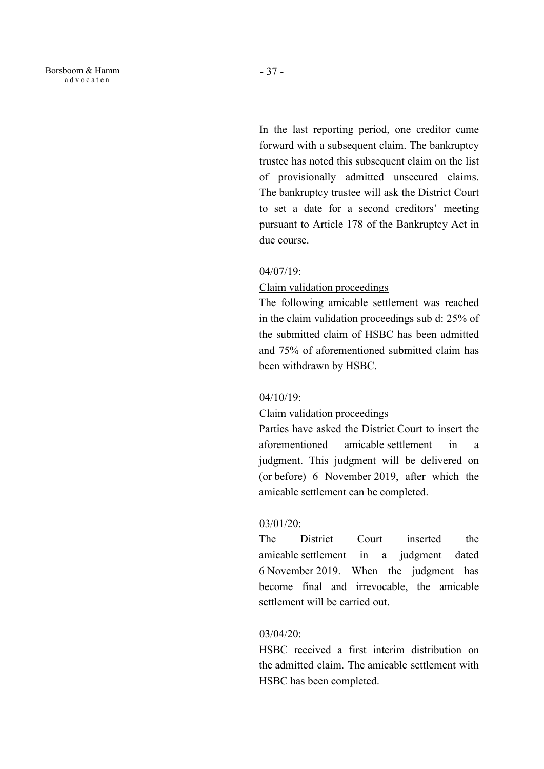In the last reporting period, one creditor came forward with a subsequent claim. The bankruptcy trustee has noted this subsequent claim on the list of provisionally admitted unsecured claims. The bankruptcy trustee will ask the District Court to set a date for a second creditors' meeting pursuant to Article 178 of the Bankruptcy Act in due course.

04/07/19:

<u>Claim validation proceedings</u>

The following amicable settlement was reached in the claim validation proceedings sub d: 25% of the submitted claim of HSBC has been admitted and 75% of aforementioned submitted claim has been withdrawn by HSBC.

04/10/19:

<u>Claim validation proceedings</u>

Parties have asked the District Court to insert the aforementioned amicable settlement in a judgment. This judgment will be delivered on (or before) 6 November 2019, after which the amicable settlement can be completed.

03/01/20:

The District Court inserted the amicable settlement in a judgment dated 6 November 2019. When the judgment has become final and irrevocable, the amicable settlement will be carried out.

03/04/20:

HSBC received a first interim distribution on the admitted claim. The amicable settlement with HSBC has been completed.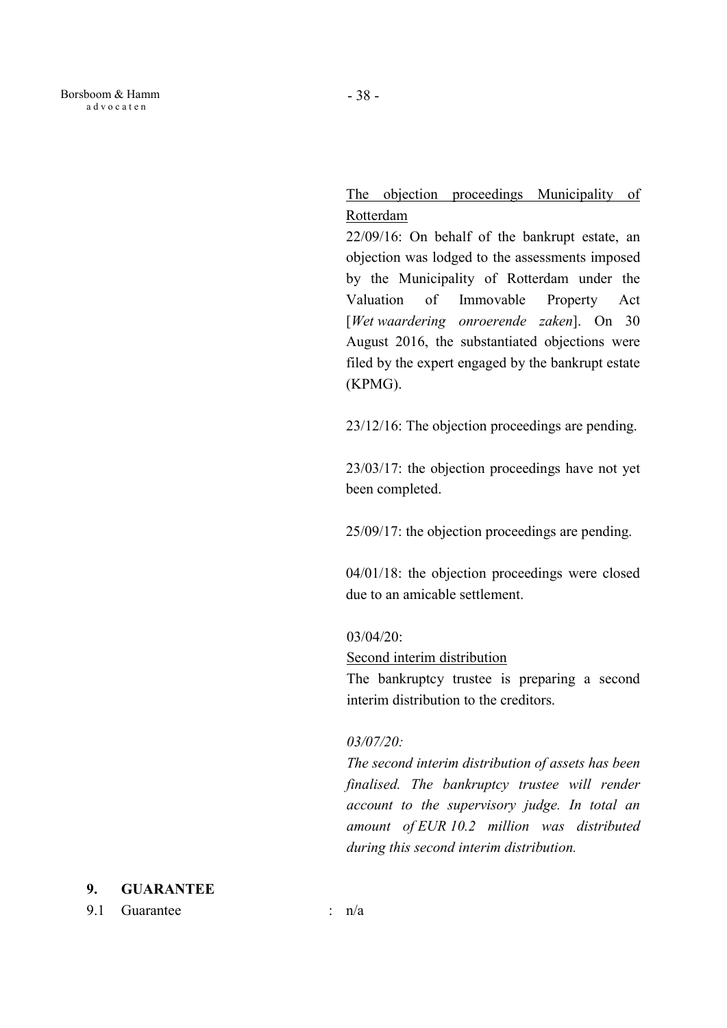<u>The objection proceedings Municipality of Rotterdam</u>

22/09/16: On behalf of the bankrupt estate, an objection was lodged to the assessments imposed by the Municipality of Rotterdam under the Valuation of Immovable Property Act [*Wet waardering onroerende zaken*]. On 30 August 2016, the substantiated objections were filed by the expert engaged by the bankrupt estate (KPMG).

23/12/16: The objection proceedings are pending.

23/03/17: the objection proceedings have not yet been completed.

25/09/17: the objection proceedings are pending.

04/01/18: the objection proceedings were closed due to an amicable settlement.

03/04/20:

<u>Second interim distribution</u>

The bankruptcy trustee is preparing a second interim distribution to the creditors.

*03/07/20:*

*The second interim distribution of assets has been finalised. The bankruptcy trustee will render account to the supervisory judge. In total an amount of EUR 10.2 million was distributed during this second interim distribution.*

## 9. GUARANTEE

9.1 Guarantee : n/a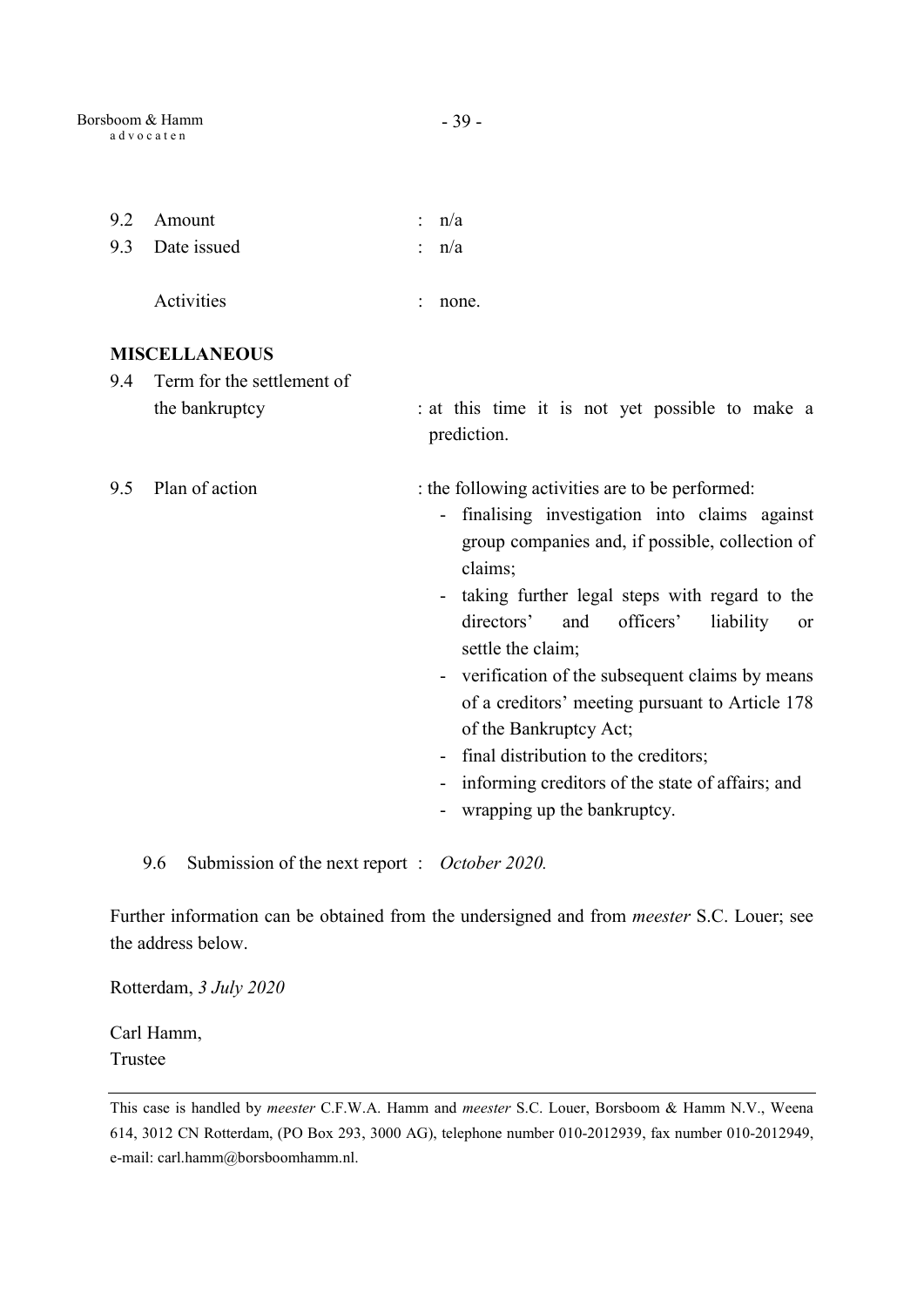9.2 Amount : n/a

9.3 Date issued : n/a

Activities : none.

**MISCELLANEOUS**

9.4 Term for the settlement of the bankruptcy : at this time it is not yet possible to make a prediction.

9.5 Plan of action : the following activities are to be performed:

- finalising investigation into claims against group companies and, if possible, collection of claims;
- taking further legal steps with regard to the directors' and officers' liability or settle the claim;
- verification of the subsequent claims by means of a creditors' meeting pursuant to Article 178 of the Bankruptcy Act;
- final distribution to the creditors;
- informing creditors of the state of affairs; and
- wrapping up the bankruptcy.

9.6 Submission of the next report : *October 2020.*

Further information can be obtained from the undersigned and from *meester* S.C. Louer; see the address below.

Rotterdam, *3 July 2020*

Carl Hamm,
Trustee

---

This case is handled by *meester* C.F.W.A. Hamm and *meester* S.C. Louer, Borsboom & Hamm N.V., Weena 614, 3012 CN Rotterdam, (PO Box 293, 3000 AG), telephone number 010-2012939, fax number 010-2012949, e-mail: carl.hamm@borsboomhamm.nl.